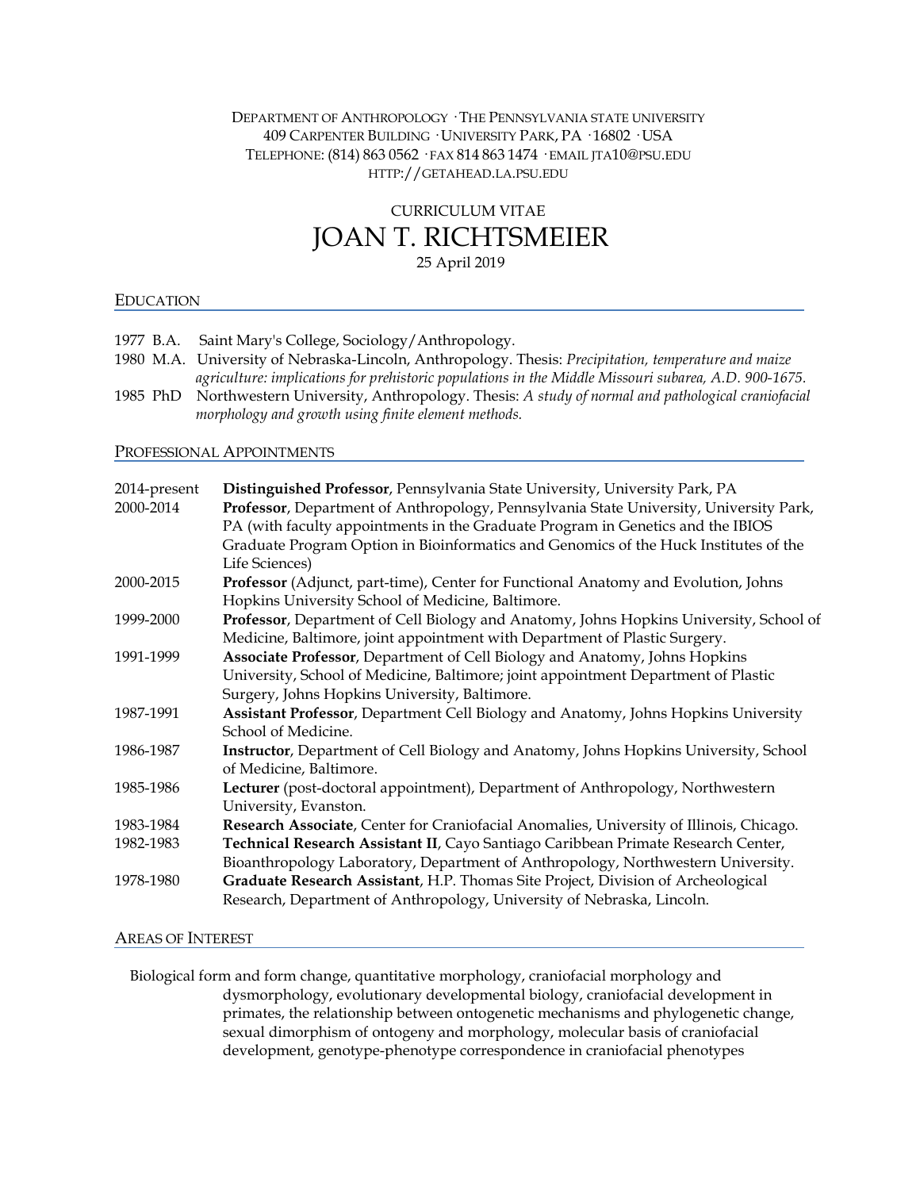Department of Anthropology · The Pennsylvania state university
409 Carpenter Building · University Park, PA · 16802 · USA
Telephone: (814) 863 0562 · fax 814 863 1474 · email jta10@psu.edu
http://getahead.la.psu.edu

# CURRICULUM VITAE
# JOAN T. RICHTSMEIER

25 April 2019

## Education

1977 B.A. Saint Mary's College, Sociology/Anthropology.

1980 M.A. University of Nebraska-Lincoln, Anthropology. Thesis: *Precipitation, temperature and maize agriculture: implications for prehistoric populations in the Middle Missouri subarea, A.D. 900-1675.*

1985 PhD Northwestern University, Anthropology. Thesis: *A study of normal and pathological craniofacial morphology and growth using finite element methods.*

## Professional Appointments

| | |
|---|---|
| 2014-present | **Distinguished Professor**, Pennsylvania State University, University Park, PA |
| 2000-2014 | **Professor**, Department of Anthropology, Pennsylvania State University, University Park, PA (with faculty appointments in the Graduate Program in Genetics and the IBIOS Graduate Program Option in Bioinformatics and Genomics of the Huck Institutes of the Life Sciences) |
| 2000-2015 | **Professor** (Adjunct, part-time), Center for Functional Anatomy and Evolution, Johns Hopkins University School of Medicine, Baltimore. |
| 1999-2000 | **Professor**, Department of Cell Biology and Anatomy, Johns Hopkins University, School of Medicine, Baltimore, joint appointment with Department of Plastic Surgery. |
| 1991-1999 | **Associate Professor**, Department of Cell Biology and Anatomy, Johns Hopkins University, School of Medicine, Baltimore; joint appointment Department of Plastic Surgery, Johns Hopkins University, Baltimore. |
| 1987-1991 | **Assistant Professor**, Department Cell Biology and Anatomy, Johns Hopkins University School of Medicine. |
| 1986-1987 | **Instructor**, Department of Cell Biology and Anatomy, Johns Hopkins University, School of Medicine, Baltimore. |
| 1985-1986 | **Lecturer** (post-doctoral appointment), Department of Anthropology, Northwestern University, Evanston. |
| 1983-1984 | **Research Associate**, Center for Craniofacial Anomalies, University of Illinois, Chicago. |
| 1982-1983 | **Technical Research Assistant II**, Cayo Santiago Caribbean Primate Research Center, Bioanthropology Laboratory, Department of Anthropology, Northwestern University. |
| 1978-1980 | **Graduate Research Assistant**, H.P. Thomas Site Project, Division of Archeological Research, Department of Anthropology, University of Nebraska, Lincoln. |

## Areas of Interest

Biological form and form change, quantitative morphology, craniofacial morphology and dysmorphology, evolutionary developmental biology, craniofacial development in primates, the relationship between ontogenetic mechanisms and phylogenetic change, sexual dimorphism of ontogeny and morphology, molecular basis of craniofacial development, genotype-phenotype correspondence in craniofacial phenotypes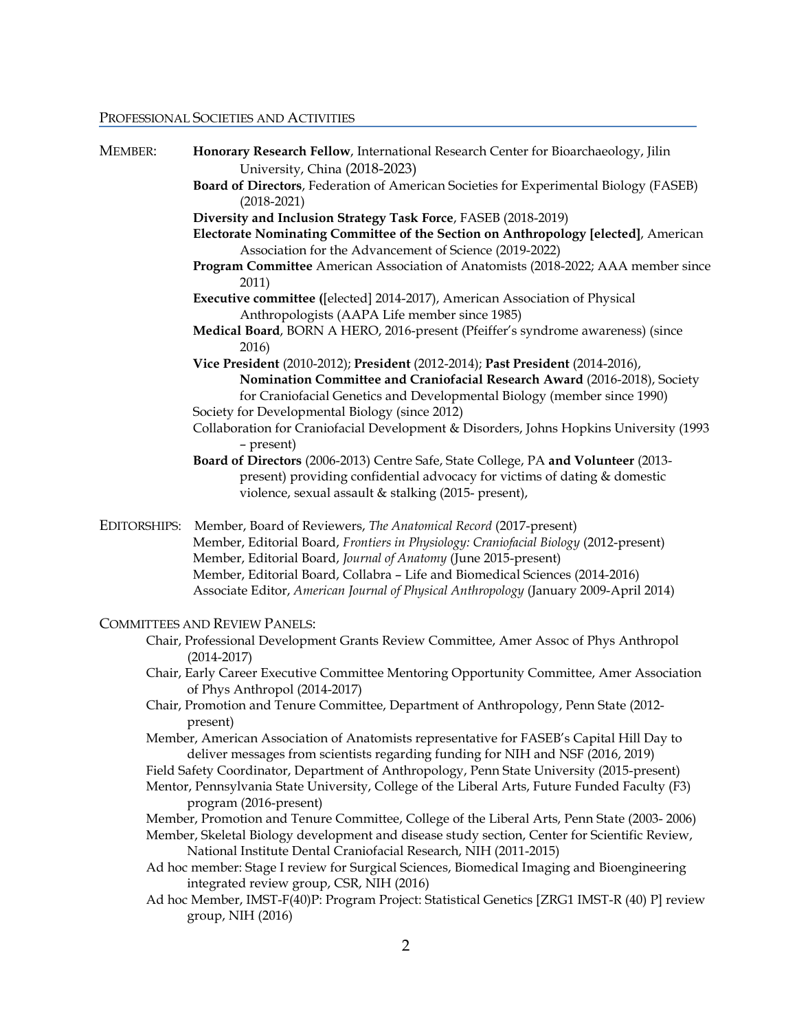## PROFESSIONAL SOCIETIES AND ACTIVITIES

MEMBER:

- **Honorary Research Fellow**, International Research Center for Bioarchaeology, Jilin University, China (2018-2023)
- **Board of Directors**, Federation of American Societies for Experimental Biology (FASEB) (2018-2021)
- **Diversity and Inclusion Strategy Task Force**, FASEB (2018-2019)
- **Electorate Nominating Committee of the Section on Anthropology [elected]**, American Association for the Advancement of Science (2019-2022)
- **Program Committee** American Association of Anatomists (2018-2022; AAA member since 2011)
- **Executive committee (**[elected] 2014-2017), American Association of Physical Anthropologists (AAPA Life member since 1985)
- **Medical Board**, BORN A HERO, 2016-present (Pfeiffer's syndrome awareness) (since 2016)
- **Vice President** (2010-2012); **President** (2012-2014); **Past President** (2014-2016), **Nomination Committee and Craniofacial Research Award** (2016-2018), Society for Craniofacial Genetics and Developmental Biology (member since 1990)
- Society for Developmental Biology (since 2012)
- Collaboration for Craniofacial Development & Disorders, Johns Hopkins University (1993 – present)
- **Board of Directors** (2006-2013) Centre Safe, State College, PA **and Volunteer** (2013-present) providing confidential advocacy for victims of dating & domestic violence, sexual assault & stalking (2015- present),

EDITORSHIPS:

- Member, Board of Reviewers, *The Anatomical Record* (2017-present)
- Member, Editorial Board, *Frontiers in Physiology: Craniofacial Biology* (2012-present)
- Member, Editorial Board, *Journal of Anatomy* (June 2015-present)
- Member, Editorial Board, Collabra – Life and Biomedical Sciences (2014-2016)
- Associate Editor, *American Journal of Physical Anthropology* (January 2009-April 2014)

## COMMITTEES AND REVIEW PANELS:

- Chair, Professional Development Grants Review Committee, Amer Assoc of Phys Anthropol (2014-2017)
- Chair, Early Career Executive Committee Mentoring Opportunity Committee, Amer Association of Phys Anthropol (2014-2017)
- Chair, Promotion and Tenure Committee, Department of Anthropology, Penn State (2012-present)
- Member, American Association of Anatomists representative for FASEB's Capital Hill Day to deliver messages from scientists regarding funding for NIH and NSF (2016, 2019)
- Field Safety Coordinator, Department of Anthropology, Penn State University (2015-present)
- Mentor, Pennsylvania State University, College of the Liberal Arts, Future Funded Faculty (F3) program (2016-present)
- Member, Promotion and Tenure Committee, College of the Liberal Arts, Penn State (2003- 2006)
- Member, Skeletal Biology development and disease study section, Center for Scientific Review, National Institute Dental Craniofacial Research, NIH (2011-2015)
- Ad hoc member: Stage I review for Surgical Sciences, Biomedical Imaging and Bioengineering integrated review group, CSR, NIH (2016)
- Ad hoc Member, IMST-F(40)P: Program Project: Statistical Genetics [ZRG1 IMST-R (40) P] review group, NIH (2016)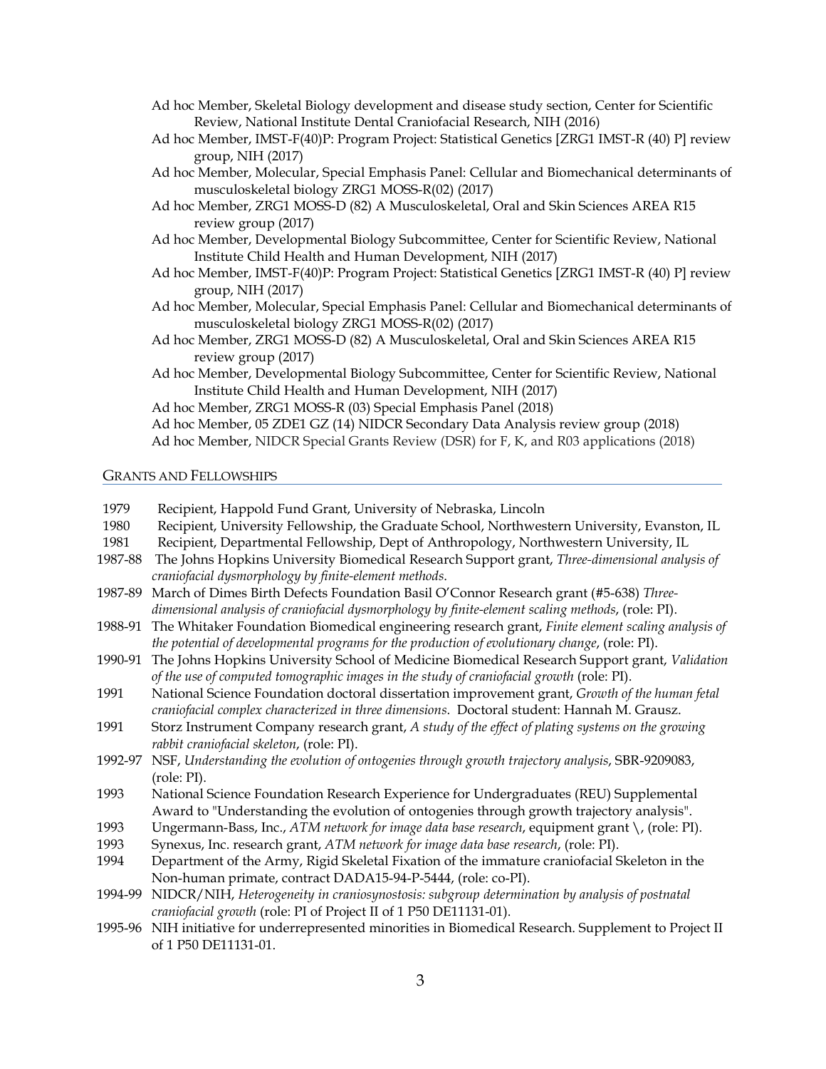Ad hoc Member, Skeletal Biology development and disease study section, Center for Scientific Review, National Institute Dental Craniofacial Research, NIH (2016)

Ad hoc Member, IMST-F(40)P: Program Project: Statistical Genetics [ZRG1 IMST-R (40) P] review group, NIH (2017)

Ad hoc Member, Molecular, Special Emphasis Panel: Cellular and Biomechanical determinants of musculoskeletal biology ZRG1 MOSS-R(02) (2017)

Ad hoc Member, ZRG1 MOSS-D (82) A Musculoskeletal, Oral and Skin Sciences AREA R15 review group (2017)

Ad hoc Member, Developmental Biology Subcommittee, Center for Scientific Review, National Institute Child Health and Human Development, NIH (2017)

Ad hoc Member, IMST-F(40)P: Program Project: Statistical Genetics [ZRG1 IMST-R (40) P] review group, NIH (2017)

Ad hoc Member, Molecular, Special Emphasis Panel: Cellular and Biomechanical determinants of musculoskeletal biology ZRG1 MOSS-R(02) (2017)

Ad hoc Member, ZRG1 MOSS-D (82) A Musculoskeletal, Oral and Skin Sciences AREA R15 review group (2017)

Ad hoc Member, Developmental Biology Subcommittee, Center for Scientific Review, National Institute Child Health and Human Development, NIH (2017)

Ad hoc Member, ZRG1 MOSS-R (03) Special Emphasis Panel (2018)

Ad hoc Member, 05 ZDE1 GZ (14) NIDCR Secondary Data Analysis review group (2018)

Ad hoc Member, NIDCR Special Grants Review (DSR) for F, K, and R03 applications (2018)

## Grants and Fellowships

1979 Recipient, Happold Fund Grant, University of Nebraska, Lincoln

1980 Recipient, University Fellowship, the Graduate School, Northwestern University, Evanston, IL

1981 Recipient, Departmental Fellowship, Dept of Anthropology, Northwestern University, IL

1987-88 The Johns Hopkins University Biomedical Research Support grant, *Three-dimensional analysis of craniofacial dysmorphology by finite-element methods.*

1987-89 March of Dimes Birth Defects Foundation Basil O'Connor Research grant (#5-638) *Three-dimensional analysis of craniofacial dysmorphology by finite-element scaling methods*, (role: PI).

1988-91 The Whitaker Foundation Biomedical engineering research grant, *Finite element scaling analysis of the potential of developmental programs for the production of evolutionary change*, (role: PI).

1990-91 The Johns Hopkins University School of Medicine Biomedical Research Support grant, *Validation of the use of computed tomographic images in the study of craniofacial growth* (role: PI).

1991 National Science Foundation doctoral dissertation improvement grant, *Growth of the human fetal craniofacial complex characterized in three dimensions.* Doctoral student: Hannah M. Grausz.

1991 Storz Instrument Company research grant, *A study of the effect of plating systems on the growing rabbit craniofacial skeleton*, (role: PI).

1992-97 NSF, *Understanding the evolution of ontogenies through growth trajectory analysis*, SBR-9209083, (role: PI).

1993 National Science Foundation Research Experience for Undergraduates (REU) Supplemental Award to "Understanding the evolution of ontogenies through growth trajectory analysis".

1993 Ungermann-Bass, Inc., *ATM network for image data base research*, equipment grant \, (role: PI).

1993 Synexus, Inc. research grant, *ATM network for image data base research*, (role: PI).

1994 Department of the Army, Rigid Skeletal Fixation of the immature craniofacial Skeleton in the Non-human primate, contract DADA15-94-P-5444, (role: co-PI).

1994-99 NIDCR/NIH, *Heterogeneity in craniosynostosis: subgroup determination by analysis of postnatal craniofacial growth* (role: PI of Project II of 1 P50 DE11131-01).

1995-96 NIH initiative for underrepresented minorities in Biomedical Research. Supplement to Project II of 1 P50 DE11131-01.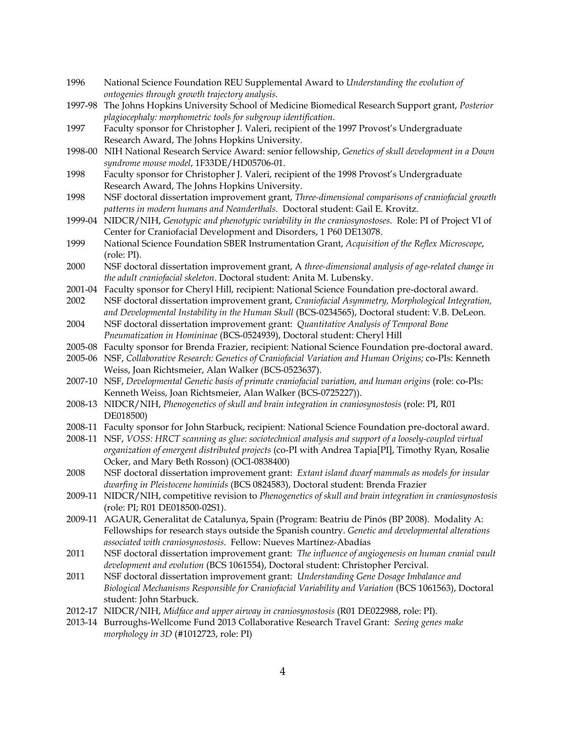1996 National Science Foundation REU Supplemental Award to *Understanding the evolution of ontogenies through growth trajectory analysis*.

1997-98 The Johns Hopkins University School of Medicine Biomedical Research Support grant, *Posterior plagiocephaly: morphometric tools for subgroup identification*.

1997 Faculty sponsor for Christopher J. Valeri, recipient of the 1997 Provost's Undergraduate Research Award, The Johns Hopkins University.

1998-00 NIH National Research Service Award: senior fellowship, *Genetics of skull development in a Down syndrome mouse model*, 1F33DE/HD05706-01.

1998 Faculty sponsor for Christopher J. Valeri, recipient of the 1998 Provost's Undergraduate Research Award, The Johns Hopkins University.

1998 NSF doctoral dissertation improvement grant, *Three-dimensional comparisons of craniofacial growth patterns in modern humans and Neanderthals*. Doctoral student: Gail E. Krovitz.

1999-04 NIDCR/NIH, *Genotypic and phenotypic variability in the craniosynostoses*. Role: PI of Project VI of Center for Craniofacial Development and Disorders, 1 P60 DE13078.

1999 National Science Foundation SBER Instrumentation Grant, *Acquisition of the Reflex Microscope*, (role: PI).

2000 NSF doctoral dissertation improvement grant, A *three-dimensional analysis of age-related change in the adult craniofacial skeleton*. Doctoral student: Anita M. Lubensky.

2001-04 Faculty sponsor for Cheryl Hill, recipient: National Science Foundation pre-doctoral award.

2002 NSF doctoral dissertation improvement grant, *Craniofacial Asymmetry, Morphological Integration, and Developmental Instability in the Human Skull* (BCS-0234565), Doctoral student: V.B. DeLeon.

2004 NSF doctoral dissertation improvement grant: *Quantitative Analysis of Temporal Bone Pneumatization in Homininae* (BCS-0524939), Doctoral student: Cheryl Hill

2005-08 Faculty sponsor for Brenda Frazier, recipient: National Science Foundation pre-doctoral award.

2005-06 NSF, *Collaborative Research: Genetics of Craniofacial Variation and Human Origins;* co-PIs: Kenneth Weiss, Joan Richtsmeier, Alan Walker (BCS-0523637).

2007-10 NSF, *Developmental Genetic basis of primate craniofacial variation, and human origins* (role: co-PIs: Kenneth Weiss, Joan Richtsmeier, Alan Walker (BCS-0725227)).

2008-13 NIDCR/NIH, *Phenogenetics of skull and brain integration in craniosynostosis* (role: PI, R01 DE018500)

2008-11 Faculty sponsor for John Starbuck, recipient: National Science Foundation pre-doctoral award.

2008-11 NSF, *VOSS: HRCT scanning as glue: sociotechnical analysis and support of a loosely-coupled virtual organization of emergent distributed projects* (co-PI with Andrea Tapia[PI], Timothy Ryan, Rosalie Ocker, and Mary Beth Rosson) (OCI-0838400)

2008 NSF doctoral dissertation improvement grant: *Extant island dwarf mammals as models for insular dwarfing in Pleistocene hominids* (BCS 0824583), Doctoral student: Brenda Frazier

2009-11 NIDCR/NIH, competitive revision to *Phenogenetics of skull and brain integration in craniosynostosis* (role: PI; R01 DE018500-02S1).

2009-11 AGAUR, Generalitat de Catalunya, Spain (Program: Beatriu de Pinós (BP 2008). Modality A: Fellowships for research stays outside the Spanish country. *Genetic and developmental alterations associated with craniosynostosis*. Fellow: Nueves Martínez-Abadías

2011 NSF doctoral dissertation improvement grant: *The influence of angiogenesis on human cranial vault development and evolution* (BCS 1061554), Doctoral student: Christopher Percival.

2011 NSF doctoral dissertation improvement grant: *Understanding Gene Dosage Imbalance and Biological Mechanisms Responsible for Craniofacial Variability and Variation* (BCS 1061563), Doctoral student: John Starbuck.

2012-17 NIDCR/NIH, *Midface and upper airway in craniosynostosis* (R01 DE022988, role: PI).

2013-14 Burroughs-Wellcome Fund 2013 Collaborative Research Travel Grant: *Seeing genes make morphology in 3D* (#1012723, role: PI)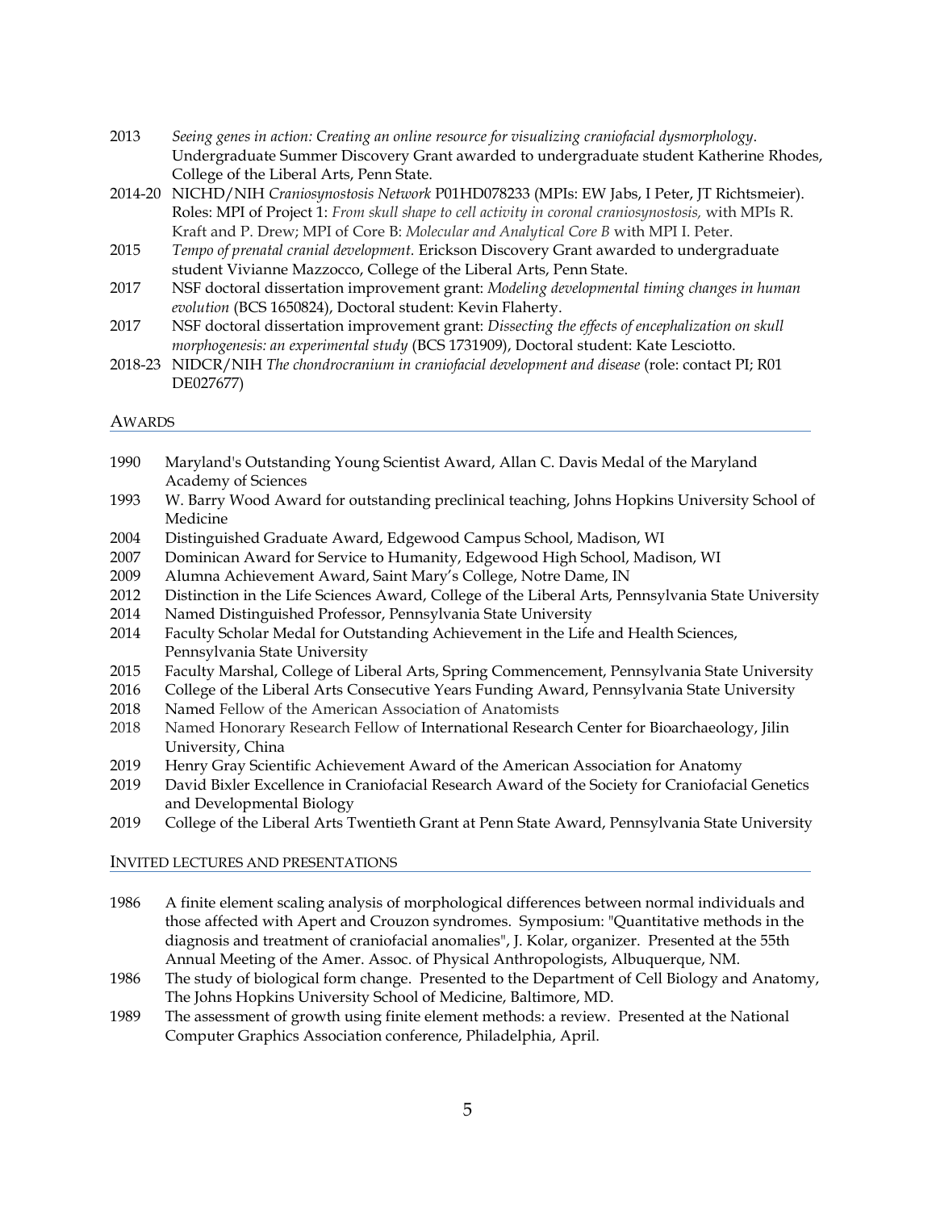2013 *Seeing genes in action: Creating an online resource for visualizing craniofacial dysmorphology*. Undergraduate Summer Discovery Grant awarded to undergraduate student Katherine Rhodes, College of the Liberal Arts, Penn State.

2014-20 NICHD/NIH *Craniosynostosis Network* P01HD078233 (MPIs: EW Jabs, I Peter, JT Richtsmeier). Roles: MPI of Project 1: *From skull shape to cell activity in coronal craniosynostosis,* with MPIs R. Kraft and P. Drew; MPI of Core B: *Molecular and Analytical Core B* with MPI I. Peter.

2015 *Tempo of prenatal cranial development.* Erickson Discovery Grant awarded to undergraduate student Vivianne Mazzocco, College of the Liberal Arts, Penn State.

2017 NSF doctoral dissertation improvement grant: *Modeling developmental timing changes in human evolution* (BCS 1650824), Doctoral student: Kevin Flaherty.

2017 NSF doctoral dissertation improvement grant: *Dissecting the effects of encephalization on skull morphogenesis: an experimental study* (BCS 1731909), Doctoral student: Kate Lesciotto.

2018-23 NIDCR/NIH *The chondrocranium in craniofacial development and disease* (role: contact PI; R01 DE027677)

## AWARDS

1990 Maryland's Outstanding Young Scientist Award, Allan C. Davis Medal of the Maryland Academy of Sciences

1993 W. Barry Wood Award for outstanding preclinical teaching, Johns Hopkins University School of Medicine

2004 Distinguished Graduate Award, Edgewood Campus School, Madison, WI

2007 Dominican Award for Service to Humanity, Edgewood High School, Madison, WI

2009 Alumna Achievement Award, Saint Mary's College, Notre Dame, IN

2012 Distinction in the Life Sciences Award, College of the Liberal Arts, Pennsylvania State University

2014 Named Distinguished Professor, Pennsylvania State University

2014 Faculty Scholar Medal for Outstanding Achievement in the Life and Health Sciences, Pennsylvania State University

2015 Faculty Marshal, College of Liberal Arts, Spring Commencement, Pennsylvania State University

2016 College of the Liberal Arts Consecutive Years Funding Award, Pennsylvania State University

2018 Named Fellow of the American Association of Anatomists

2018 Named Honorary Research Fellow of International Research Center for Bioarchaeology, Jilin University, China

2019 Henry Gray Scientific Achievement Award of the American Association for Anatomy

2019 David Bixler Excellence in Craniofacial Research Award of the Society for Craniofacial Genetics and Developmental Biology

2019 College of the Liberal Arts Twentieth Grant at Penn State Award, Pennsylvania State University

## INVITED LECTURES AND PRESENTATIONS

1986 A finite element scaling analysis of morphological differences between normal individuals and those affected with Apert and Crouzon syndromes. Symposium: "Quantitative methods in the diagnosis and treatment of craniofacial anomalies", J. Kolar, organizer. Presented at the 55th Annual Meeting of the Amer. Assoc. of Physical Anthropologists, Albuquerque, NM.

1986 The study of biological form change. Presented to the Department of Cell Biology and Anatomy, The Johns Hopkins University School of Medicine, Baltimore, MD.

1989 The assessment of growth using finite element methods: a review. Presented at the National Computer Graphics Association conference, Philadelphia, April.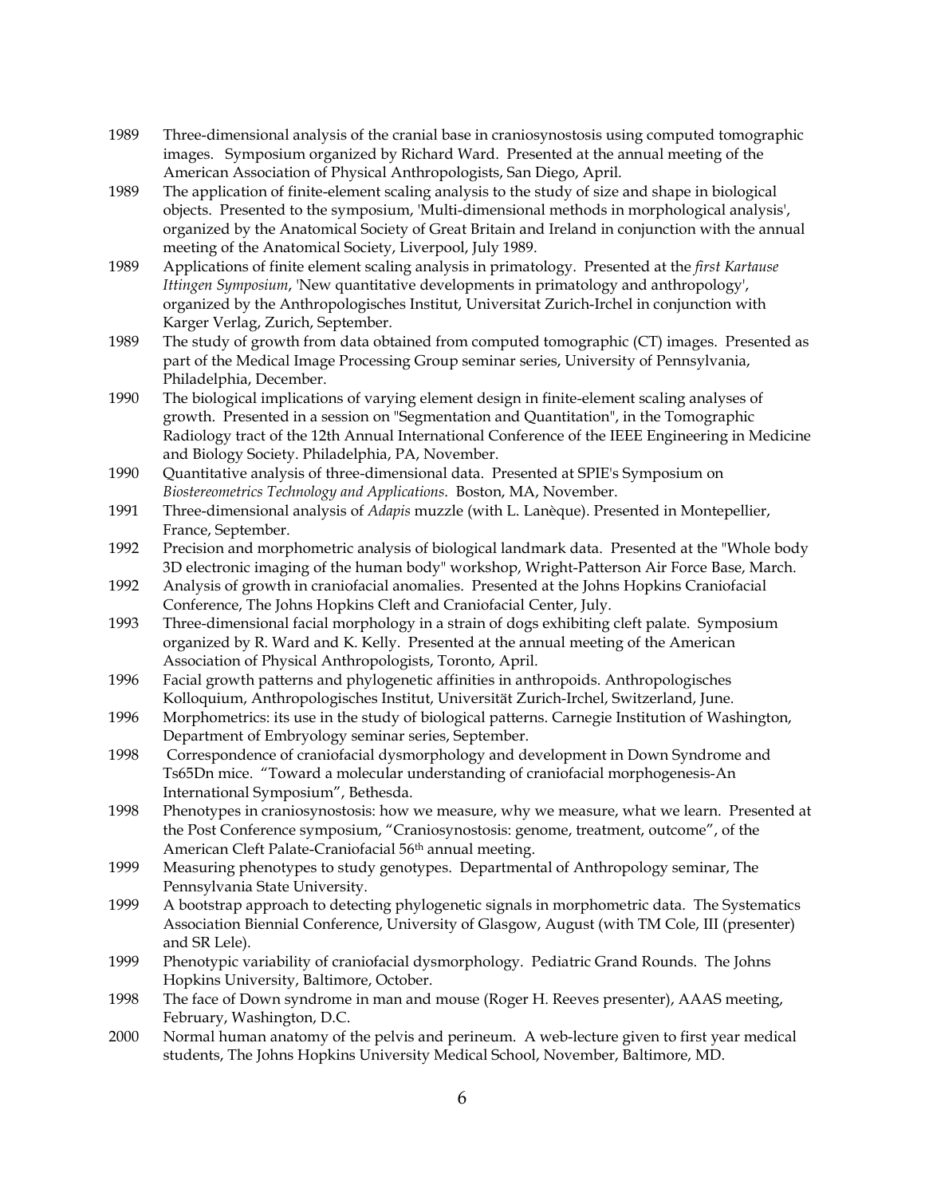1989 Three-dimensional analysis of the cranial base in craniosynostosis using computed tomographic images. Symposium organized by Richard Ward. Presented at the annual meeting of the American Association of Physical Anthropologists, San Diego, April.

1989 The application of finite-element scaling analysis to the study of size and shape in biological objects. Presented to the symposium, 'Multi-dimensional methods in morphological analysis', organized by the Anatomical Society of Great Britain and Ireland in conjunction with the annual meeting of the Anatomical Society, Liverpool, July 1989.

1989 Applications of finite element scaling analysis in primatology. Presented at the *first Kartause Ittingen Symposium*, 'New quantitative developments in primatology and anthropology', organized by the Anthropologisches Institut, Universitat Zurich-Irchel in conjunction with Karger Verlag, Zurich, September.

1989 The study of growth from data obtained from computed tomographic (CT) images. Presented as part of the Medical Image Processing Group seminar series, University of Pennsylvania, Philadelphia, December.

1990 The biological implications of varying element design in finite-element scaling analyses of growth. Presented in a session on "Segmentation and Quantitation", in the Tomographic Radiology tract of the 12th Annual International Conference of the IEEE Engineering in Medicine and Biology Society. Philadelphia, PA, November.

1990 Quantitative analysis of three-dimensional data. Presented at SPIE's Symposium on *Biostereometrics Technology and Applications*. Boston, MA, November.

1991 Three-dimensional analysis of *Adapis* muzzle (with L. Lanèque). Presented in Montepellier, France, September.

1992 Precision and morphometric analysis of biological landmark data. Presented at the "Whole body 3D electronic imaging of the human body" workshop, Wright-Patterson Air Force Base, March.

1992 Analysis of growth in craniofacial anomalies. Presented at the Johns Hopkins Craniofacial Conference, The Johns Hopkins Cleft and Craniofacial Center, July.

1993 Three-dimensional facial morphology in a strain of dogs exhibiting cleft palate. Symposium organized by R. Ward and K. Kelly. Presented at the annual meeting of the American Association of Physical Anthropologists, Toronto, April.

1996 Facial growth patterns and phylogenetic affinities in anthropoids. Anthropologisches Kolloquium, Anthropologisches Institut, Universität Zurich-Irchel, Switzerland, June.

1996 Morphometrics: its use in the study of biological patterns. Carnegie Institution of Washington, Department of Embryology seminar series, September.

1998 Correspondence of craniofacial dysmorphology and development in Down Syndrome and Ts65Dn mice. "Toward a molecular understanding of craniofacial morphogenesis-An International Symposium", Bethesda.

1998 Phenotypes in craniosynostosis: how we measure, why we measure, what we learn. Presented at the Post Conference symposium, "Craniosynostosis: genome, treatment, outcome", of the American Cleft Palate-Craniofacial 56th annual meeting.

1999 Measuring phenotypes to study genotypes. Departmental of Anthropology seminar, The Pennsylvania State University.

1999 A bootstrap approach to detecting phylogenetic signals in morphometric data. The Systematics Association Biennial Conference, University of Glasgow, August (with TM Cole, III (presenter) and SR Lele).

1999 Phenotypic variability of craniofacial dysmorphology. Pediatric Grand Rounds. The Johns Hopkins University, Baltimore, October.

1998 The face of Down syndrome in man and mouse (Roger H. Reeves presenter), AAAS meeting, February, Washington, D.C.

2000 Normal human anatomy of the pelvis and perineum. A web-lecture given to first year medical students, The Johns Hopkins University Medical School, November, Baltimore, MD.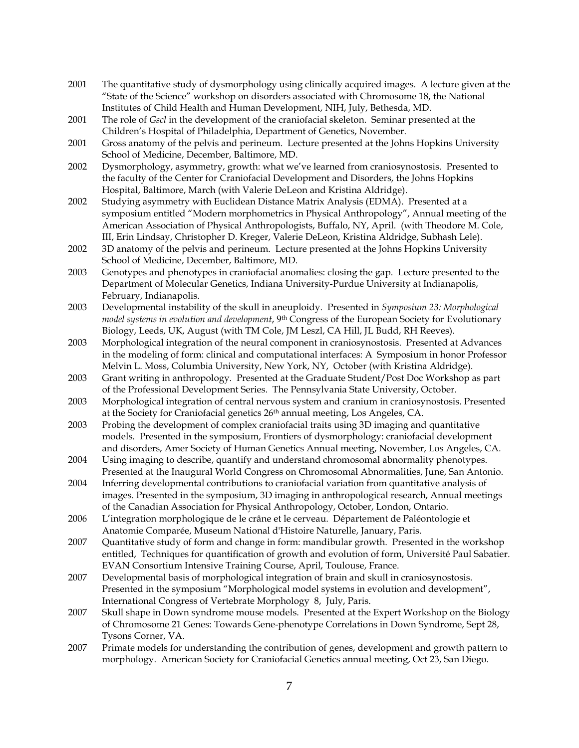2001 The quantitative study of dysmorphology using clinically acquired images. A lecture given at the "State of the Science" workshop on disorders associated with Chromosome 18, the National Institutes of Child Health and Human Development, NIH, July, Bethesda, MD.

2001 The role of *Gscl* in the development of the craniofacial skeleton. Seminar presented at the Children's Hospital of Philadelphia, Department of Genetics, November.

2001 Gross anatomy of the pelvis and perineum. Lecture presented at the Johns Hopkins University School of Medicine, December, Baltimore, MD.

2002 Dysmorphology, asymmetry, growth: what we've learned from craniosynostosis. Presented to the faculty of the Center for Craniofacial Development and Disorders, the Johns Hopkins Hospital, Baltimore, March (with Valerie DeLeon and Kristina Aldridge).

2002 Studying asymmetry with Euclidean Distance Matrix Analysis (EDMA). Presented at a symposium entitled "Modern morphometrics in Physical Anthropology", Annual meeting of the American Association of Physical Anthropologists, Buffalo, NY, April. (with Theodore M. Cole, III, Erin Lindsay, Christopher D. Kreger, Valerie DeLeon, Kristina Aldridge, Subhash Lele).

2002 3D anatomy of the pelvis and perineum. Lecture presented at the Johns Hopkins University School of Medicine, December, Baltimore, MD.

2003 Genotypes and phenotypes in craniofacial anomalies: closing the gap. Lecture presented to the Department of Molecular Genetics, Indiana University-Purdue University at Indianapolis, February, Indianapolis.

2003 Developmental instability of the skull in aneuploidy. Presented in *Symposium 23: Morphological model systems in evolution and development*, 9th Congress of the European Society for Evolutionary Biology, Leeds, UK, August (with TM Cole, JM Leszl, CA Hill, JL Budd, RH Reeves).

2003 Morphological integration of the neural component in craniosynostosis. Presented at Advances in the modeling of form: clinical and computational interfaces: A Symposium in honor Professor Melvin L. Moss, Columbia University, New York, NY, October (with Kristina Aldridge).

2003 Grant writing in anthropology. Presented at the Graduate Student/Post Doc Workshop as part of the Professional Development Series. The Pennsylvania State University, October.

2003 Morphological integration of central nervous system and cranium in craniosynostosis. Presented at the Society for Craniofacial genetics 26th annual meeting, Los Angeles, CA.

2003 Probing the development of complex craniofacial traits using 3D imaging and quantitative models. Presented in the symposium, Frontiers of dysmorphology: craniofacial development and disorders, Amer Society of Human Genetics Annual meeting, November, Los Angeles, CA.

2004 Using imaging to describe, quantify and understand chromosomal abnormality phenotypes. Presented at the Inaugural World Congress on Chromosomal Abnormalities, June, San Antonio.

2004 Inferring developmental contributions to craniofacial variation from quantitative analysis of images. Presented in the symposium, 3D imaging in anthropological research, Annual meetings of the Canadian Association for Physical Anthropology, October, London, Ontario.

2006 L'integration morphologique de le crâne et le cerveau. Département de Paléontologie et Anatomie Comparée, Museum National d'Histoire Naturelle, January, Paris.

2007 Quantitative study of form and change in form: mandibular growth. Presented in the workshop entitled, Techniques for quantification of growth and evolution of form, Université Paul Sabatier. EVAN Consortium Intensive Training Course, April, Toulouse, France.

2007 Developmental basis of morphological integration of brain and skull in craniosynostosis. Presented in the symposium "Morphological model systems in evolution and development", International Congress of Vertebrate Morphology 8, July, Paris.

2007 Skull shape in Down syndrome mouse models. Presented at the Expert Workshop on the Biology of Chromosome 21 Genes: Towards Gene-phenotype Correlations in Down Syndrome, Sept 28, Tysons Corner, VA.

2007 Primate models for understanding the contribution of genes, development and growth pattern to morphology. American Society for Craniofacial Genetics annual meeting, Oct 23, San Diego.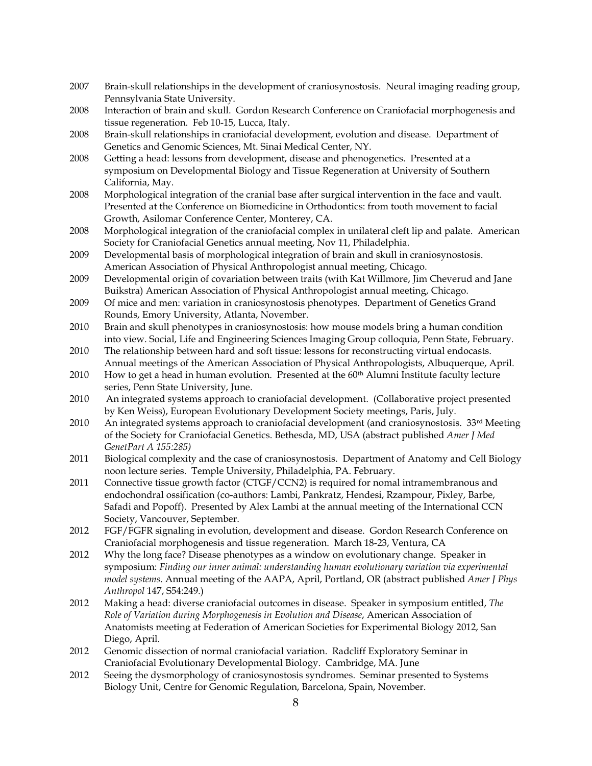2007 Brain-skull relationships in the development of craniosynostosis. Neural imaging reading group, Pennsylvania State University.

2008 Interaction of brain and skull. Gordon Research Conference on Craniofacial morphogenesis and tissue regeneration. Feb 10-15, Lucca, Italy.

2008 Brain-skull relationships in craniofacial development, evolution and disease. Department of Genetics and Genomic Sciences, Mt. Sinai Medical Center, NY.

2008 Getting a head: lessons from development, disease and phenogenetics. Presented at a symposium on Developmental Biology and Tissue Regeneration at University of Southern California, May.

2008 Morphological integration of the cranial base after surgical intervention in the face and vault. Presented at the Conference on Biomedicine in Orthodontics: from tooth movement to facial Growth, Asilomar Conference Center, Monterey, CA.

2008 Morphological integration of the craniofacial complex in unilateral cleft lip and palate. American Society for Craniofacial Genetics annual meeting, Nov 11, Philadelphia.

2009 Developmental basis of morphological integration of brain and skull in craniosynostosis. American Association of Physical Anthropologist annual meeting, Chicago.

2009 Developmental origin of covariation between traits (with Kat Willmore, Jim Cheverud and Jane Buikstra) American Association of Physical Anthropologist annual meeting, Chicago.

2009 Of mice and men: variation in craniosynostosis phenotypes. Department of Genetics Grand Rounds, Emory University, Atlanta, November.

2010 Brain and skull phenotypes in craniosynostosis: how mouse models bring a human condition into view. Social, Life and Engineering Sciences Imaging Group colloquia, Penn State, February.

2010 The relationship between hard and soft tissue: lessons for reconstructing virtual endocasts. Annual meetings of the American Association of Physical Anthropologists, Albuquerque, April.

2010 How to get a head in human evolution. Presented at the 60th Alumni Institute faculty lecture series, Penn State University, June.

2010 An integrated systems approach to craniofacial development. (Collaborative project presented by Ken Weiss), European Evolutionary Development Society meetings, Paris, July.

2010 An integrated systems approach to craniofacial development (and craniosynostosis. 33rd Meeting of the Society for Craniofacial Genetics. Bethesda, MD, USA (abstract published *Amer J Med GenetPart A 155:285)*

2011 Biological complexity and the case of craniosynostosis. Department of Anatomy and Cell Biology noon lecture series. Temple University, Philadelphia, PA. February.

2011 Connective tissue growth factor (CTGF/CCN2) is required for nomal intramembranous and endochondral ossification (co-authors: Lambi, Pankratz, Hendesi, Rzampour, Pixley, Barbe, Safadi and Popoff). Presented by Alex Lambi at the annual meeting of the International CCN Society, Vancouver, September.

2012 FGF/FGFR signaling in evolution, development and disease. Gordon Research Conference on Craniofacial morphogenesis and tissue regeneration. March 18-23, Ventura, CA

2012 Why the long face? Disease phenotypes as a window on evolutionary change. Speaker in symposium: *Finding our inner animal: understanding human evolutionary variation via experimental model systems*. Annual meeting of the AAPA, April, Portland, OR (abstract published *Amer J Phys Anthropol* 147, S54:249.)

2012 Making a head: diverse craniofacial outcomes in disease. Speaker in symposium entitled, *The Role of Variation during Morphogenesis in Evolution and Disease*, American Association of Anatomists meeting at Federation of American Societies for Experimental Biology 2012, San Diego, April.

2012 Genomic dissection of normal craniofacial variation. Radcliff Exploratory Seminar in Craniofacial Evolutionary Developmental Biology. Cambridge, MA. June

2012 Seeing the dysmorphology of craniosynostosis syndromes. Seminar presented to Systems Biology Unit, Centre for Genomic Regulation, Barcelona, Spain, November.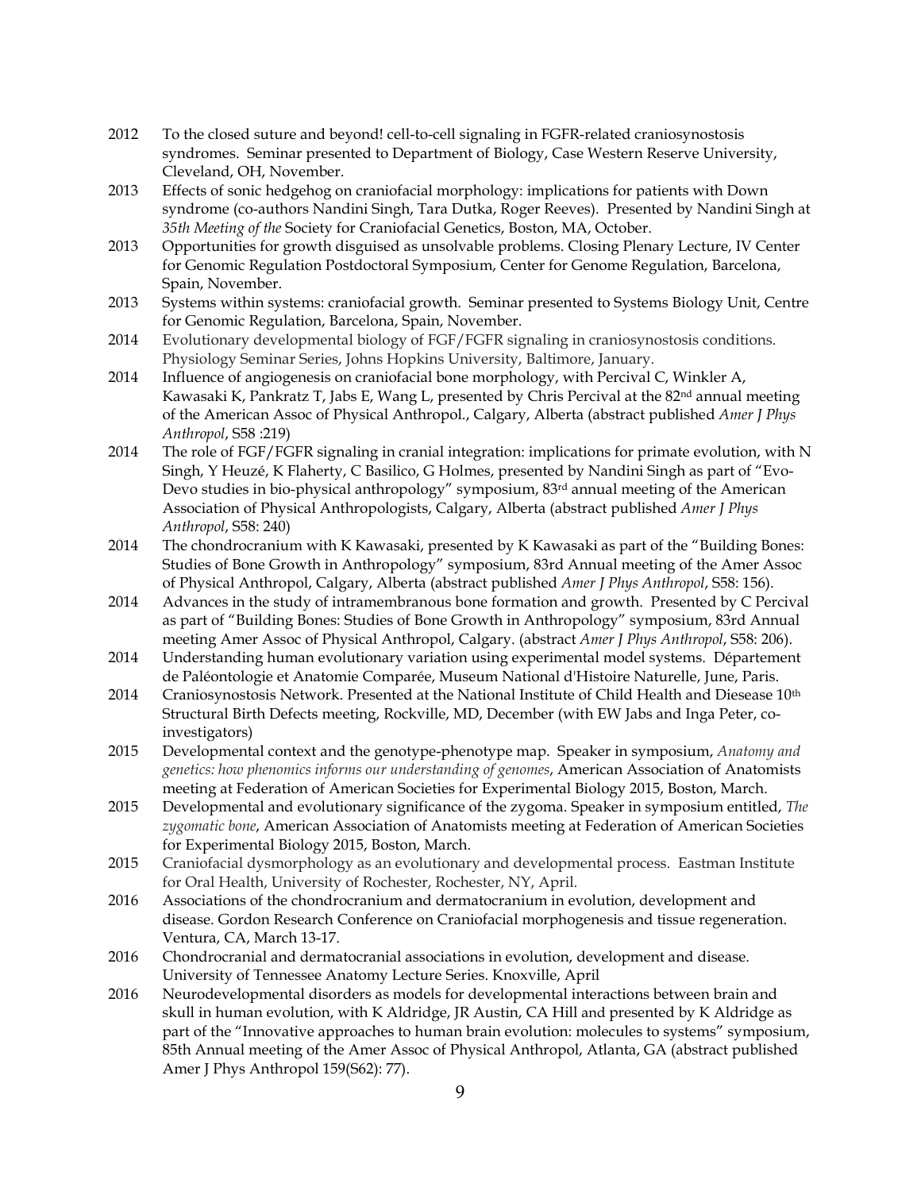2012 To the closed suture and beyond! cell-to-cell signaling in FGFR-related craniosynostosis syndromes. Seminar presented to Department of Biology, Case Western Reserve University, Cleveland, OH, November.

2013 Effects of sonic hedgehog on craniofacial morphology: implications for patients with Down syndrome (co-authors Nandini Singh, Tara Dutka, Roger Reeves). Presented by Nandini Singh at *35th Meeting of the* Society for Craniofacial Genetics, Boston, MA, October.

2013 Opportunities for growth disguised as unsolvable problems. Closing Plenary Lecture, IV Center for Genomic Regulation Postdoctoral Symposium, Center for Genome Regulation, Barcelona, Spain, November.

2013 Systems within systems: craniofacial growth. Seminar presented to Systems Biology Unit, Centre for Genomic Regulation, Barcelona, Spain, November.

2014 Evolutionary developmental biology of FGF/FGFR signaling in craniosynostosis conditions. Physiology Seminar Series, Johns Hopkins University, Baltimore, January.

2014 Influence of angiogenesis on craniofacial bone morphology, with Percival C, Winkler A, Kawasaki K, Pankratz T, Jabs E, Wang L, presented by Chris Percival at the 82nd annual meeting of the American Assoc of Physical Anthropol., Calgary, Alberta (abstract published *Amer J Phys Anthropol*, S58 :219)

2014 The role of FGF/FGFR signaling in cranial integration: implications for primate evolution, with N Singh, Y Heuzé, K Flaherty, C Basilico, G Holmes, presented by Nandini Singh as part of "Evo-Devo studies in bio-physical anthropology" symposium, 83rd annual meeting of the American Association of Physical Anthropologists, Calgary, Alberta (abstract published *Amer J Phys Anthropol*, S58: 240)

2014 The chondrocranium with K Kawasaki, presented by K Kawasaki as part of the "Building Bones: Studies of Bone Growth in Anthropology" symposium, 83rd Annual meeting of the Amer Assoc of Physical Anthropol, Calgary, Alberta (abstract published *Amer J Phys Anthropol*, S58: 156).

2014 Advances in the study of intramembranous bone formation and growth. Presented by C Percival as part of "Building Bones: Studies of Bone Growth in Anthropology" symposium, 83rd Annual meeting Amer Assoc of Physical Anthropol, Calgary. (abstract *Amer J Phys Anthropol*, S58: 206).

2014 Understanding human evolutionary variation using experimental model systems. Département de Paléontologie et Anatomie Comparée, Museum National d'Histoire Naturelle, June, Paris.

2014 Craniosynostosis Network. Presented at the National Institute of Child Health and Diesease 10th Structural Birth Defects meeting, Rockville, MD, December (with EW Jabs and Inga Peter, co-investigators)

2015 Developmental context and the genotype-phenotype map. Speaker in symposium, *Anatomy and genetics: how phenomics informs our understanding of genomes*, American Association of Anatomists meeting at Federation of American Societies for Experimental Biology 2015, Boston, March.

2015 Developmental and evolutionary significance of the zygoma. Speaker in symposium entitled, *The zygomatic bone*, American Association of Anatomists meeting at Federation of American Societies for Experimental Biology 2015, Boston, March.

2015 Craniofacial dysmorphology as an evolutionary and developmental process. Eastman Institute for Oral Health, University of Rochester, Rochester, NY, April.

2016 Associations of the chondrocranium and dermatocranium in evolution, development and disease. Gordon Research Conference on Craniofacial morphogenesis and tissue regeneration. Ventura, CA, March 13-17.

2016 Chondrocranial and dermatocranial associations in evolution, development and disease. University of Tennessee Anatomy Lecture Series. Knoxville, April

2016 Neurodevelopmental disorders as models for developmental interactions between brain and skull in human evolution, with K Aldridge, JR Austin, CA Hill and presented by K Aldridge as part of the "Innovative approaches to human brain evolution: molecules to systems" symposium, 85th Annual meeting of the Amer Assoc of Physical Anthropol, Atlanta, GA (abstract published Amer J Phys Anthropol 159(S62): 77).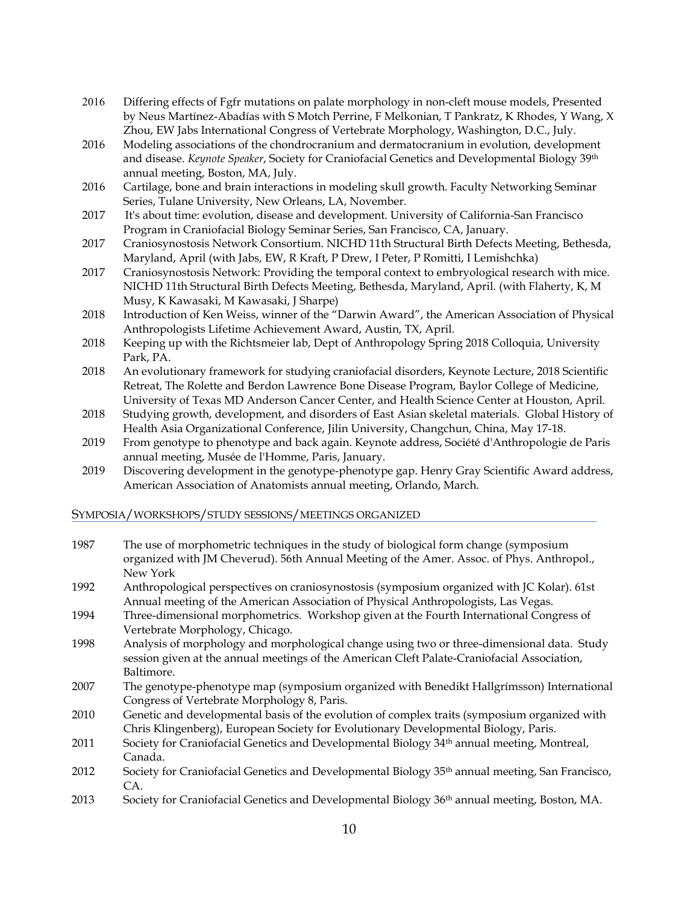2016 Differing effects of Fgfr mutations on palate morphology in non-cleft mouse models, Presented by Neus Martínez-Abadías with S Motch Perrine, F Melkonian, T Pankratz, K Rhodes, Y Wang, X Zhou, EW Jabs International Congress of Vertebrate Morphology, Washington, D.C., July.

2016 Modeling associations of the chondrocranium and dermatocranium in evolution, development and disease. *Keynote Speaker*, Society for Craniofacial Genetics and Developmental Biology 39th annual meeting, Boston, MA, July.

2016 Cartilage, bone and brain interactions in modeling skull growth. Faculty Networking Seminar Series, Tulane University, New Orleans, LA, November.

2017 It's about time: evolution, disease and development. University of California-San Francisco Program in Craniofacial Biology Seminar Series, San Francisco, CA, January.

2017 Craniosynostosis Network Consortium. NICHD 11th Structural Birth Defects Meeting, Bethesda, Maryland, April (with Jabs, EW, R Kraft, P Drew, I Peter, P Romitti, I Lemishchka)

2017 Craniosynostosis Network: Providing the temporal context to embryological research with mice. NICHD 11th Structural Birth Defects Meeting, Bethesda, Maryland, April. (with Flaherty, K, M Musy, K Kawasaki, M Kawasaki, J Sharpe)

2018 Introduction of Ken Weiss, winner of the "Darwin Award", the American Association of Physical Anthropologists Lifetime Achievement Award, Austin, TX, April.

2018 Keeping up with the Richtsmeier lab, Dept of Anthropology Spring 2018 Colloquia, University Park, PA.

2018 An evolutionary framework for studying craniofacial disorders, Keynote Lecture, 2018 Scientific Retreat, The Rolette and Berdon Lawrence Bone Disease Program, Baylor College of Medicine, University of Texas MD Anderson Cancer Center, and Health Science Center at Houston, April.

2018 Studying growth, development, and disorders of East Asian skeletal materials. Global History of Health Asia Organizational Conference, Jilin University, Changchun, China, May 17-18.

2019 From genotype to phenotype and back again. Keynote address, Société d'Anthropologie de Paris annual meeting, Musée de l'Homme, Paris, January.

2019 Discovering development in the genotype-phenotype gap. Henry Gray Scientific Award address, American Association of Anatomists annual meeting, Orlando, March.

## Symposia/workshops/study sessions/meetings organized

1987 The use of morphometric techniques in the study of biological form change (symposium organized with JM Cheverud). 56th Annual Meeting of the Amer. Assoc. of Phys. Anthropol., New York

1992 Anthropological perspectives on craniosynostosis (symposium organized with JC Kolar). 61st Annual meeting of the American Association of Physical Anthropologists, Las Vegas.

1994 Three-dimensional morphometrics. Workshop given at the Fourth International Congress of Vertebrate Morphology, Chicago.

1998 Analysis of morphology and morphological change using two or three-dimensional data. Study session given at the annual meetings of the American Cleft Palate-Craniofacial Association, Baltimore.

2007 The genotype-phenotype map (symposium organized with Benedikt Hallgrímsson) International Congress of Vertebrate Morphology 8, Paris.

2010 Genetic and developmental basis of the evolution of complex traits (symposium organized with Chris Klingenberg), European Society for Evolutionary Developmental Biology, Paris.

2011 Society for Craniofacial Genetics and Developmental Biology 34th annual meeting, Montreal, Canada.

2012 Society for Craniofacial Genetics and Developmental Biology 35th annual meeting, San Francisco, CA.

2013 Society for Craniofacial Genetics and Developmental Biology 36th annual meeting, Boston, MA.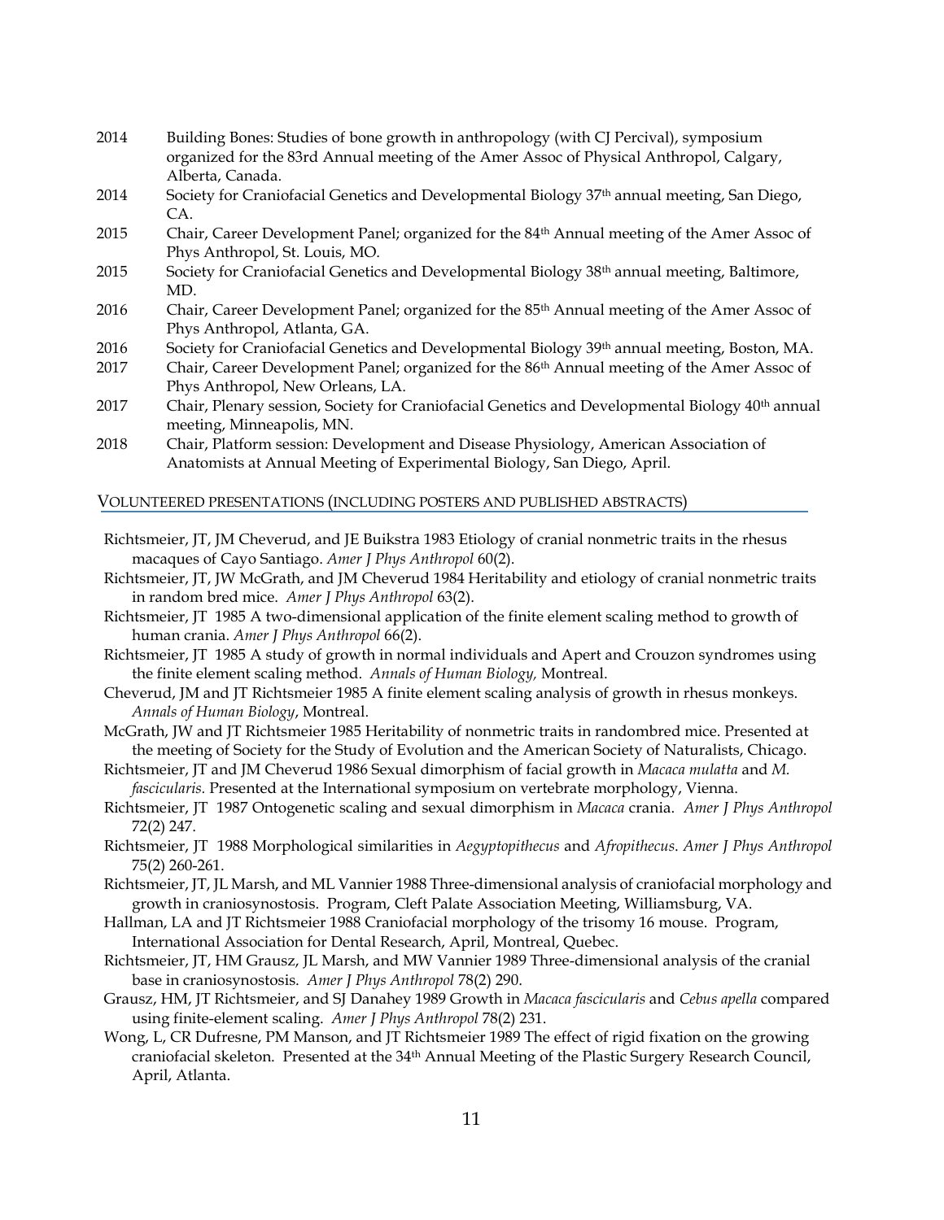2014 Building Bones: Studies of bone growth in anthropology (with CJ Percival), symposium organized for the 83rd Annual meeting of the Amer Assoc of Physical Anthropol, Calgary, Alberta, Canada.

2014 Society for Craniofacial Genetics and Developmental Biology 37th annual meeting, San Diego, CA.

2015 Chair, Career Development Panel; organized for the 84th Annual meeting of the Amer Assoc of Phys Anthropol, St. Louis, MO.

2015 Society for Craniofacial Genetics and Developmental Biology 38th annual meeting, Baltimore, MD.

2016 Chair, Career Development Panel; organized for the 85th Annual meeting of the Amer Assoc of Phys Anthropol, Atlanta, GA.

2016 Society for Craniofacial Genetics and Developmental Biology 39th annual meeting, Boston, MA.

2017 Chair, Career Development Panel; organized for the 86th Annual meeting of the Amer Assoc of Phys Anthropol, New Orleans, LA.

2017 Chair, Plenary session, Society for Craniofacial Genetics and Developmental Biology 40th annual meeting, Minneapolis, MN.

2018 Chair, Platform session: Development and Disease Physiology, American Association of Anatomists at Annual Meeting of Experimental Biology, San Diego, April.

## Volunteered presentations (including posters and published abstracts)

Richtsmeier, JT, JM Cheverud, and JE Buikstra 1983 Etiology of cranial nonmetric traits in the rhesus macaques of Cayo Santiago. *Amer J Phys Anthropol* 60(2).

Richtsmeier, JT, JW McGrath, and JM Cheverud 1984 Heritability and etiology of cranial nonmetric traits in random bred mice. *Amer J Phys Anthropol* 63(2).

Richtsmeier, JT 1985 A two-dimensional application of the finite element scaling method to growth of human crania. *Amer J Phys Anthropol* 66(2).

Richtsmeier, JT 1985 A study of growth in normal individuals and Apert and Crouzon syndromes using the finite element scaling method. *Annals of Human Biology,* Montreal.

Cheverud, JM and JT Richtsmeier 1985 A finite element scaling analysis of growth in rhesus monkeys. *Annals of Human Biology*, Montreal.

McGrath, JW and JT Richtsmeier 1985 Heritability of nonmetric traits in randombred mice. Presented at the meeting of Society for the Study of Evolution and the American Society of Naturalists, Chicago.

Richtsmeier, JT and JM Cheverud 1986 Sexual dimorphism of facial growth in *Macaca mulatta* and *M. fascicularis.* Presented at the International symposium on vertebrate morphology, Vienna.

Richtsmeier, JT 1987 Ontogenetic scaling and sexual dimorphism in *Macaca* crania. *Amer J Phys Anthropol* 72(2) 247.

Richtsmeier, JT 1988 Morphological similarities in *Aegyptopithecus* and *Afropithecus*. *Amer J Phys Anthropol* 75(2) 260-261.

Richtsmeier, JT, JL Marsh, and ML Vannier 1988 Three-dimensional analysis of craniofacial morphology and growth in craniosynostosis. Program, Cleft Palate Association Meeting, Williamsburg, VA.

Hallman, LA and JT Richtsmeier 1988 Craniofacial morphology of the trisomy 16 mouse. Program, International Association for Dental Research, April, Montreal, Quebec.

Richtsmeier, JT, HM Grausz, JL Marsh, and MW Vannier 1989 Three-dimensional analysis of the cranial base in craniosynostosis. *Amer J Phys Anthropol* 78(2) 290.

Grausz, HM, JT Richtsmeier, and SJ Danahey 1989 Growth in *Macaca fascicularis* and *Cebus apella* compared using finite-element scaling. *Amer J Phys Anthropol* 78(2) 231.

Wong, L, CR Dufresne, PM Manson, and JT Richtsmeier 1989 The effect of rigid fixation on the growing craniofacial skeleton. Presented at the 34th Annual Meeting of the Plastic Surgery Research Council, April, Atlanta.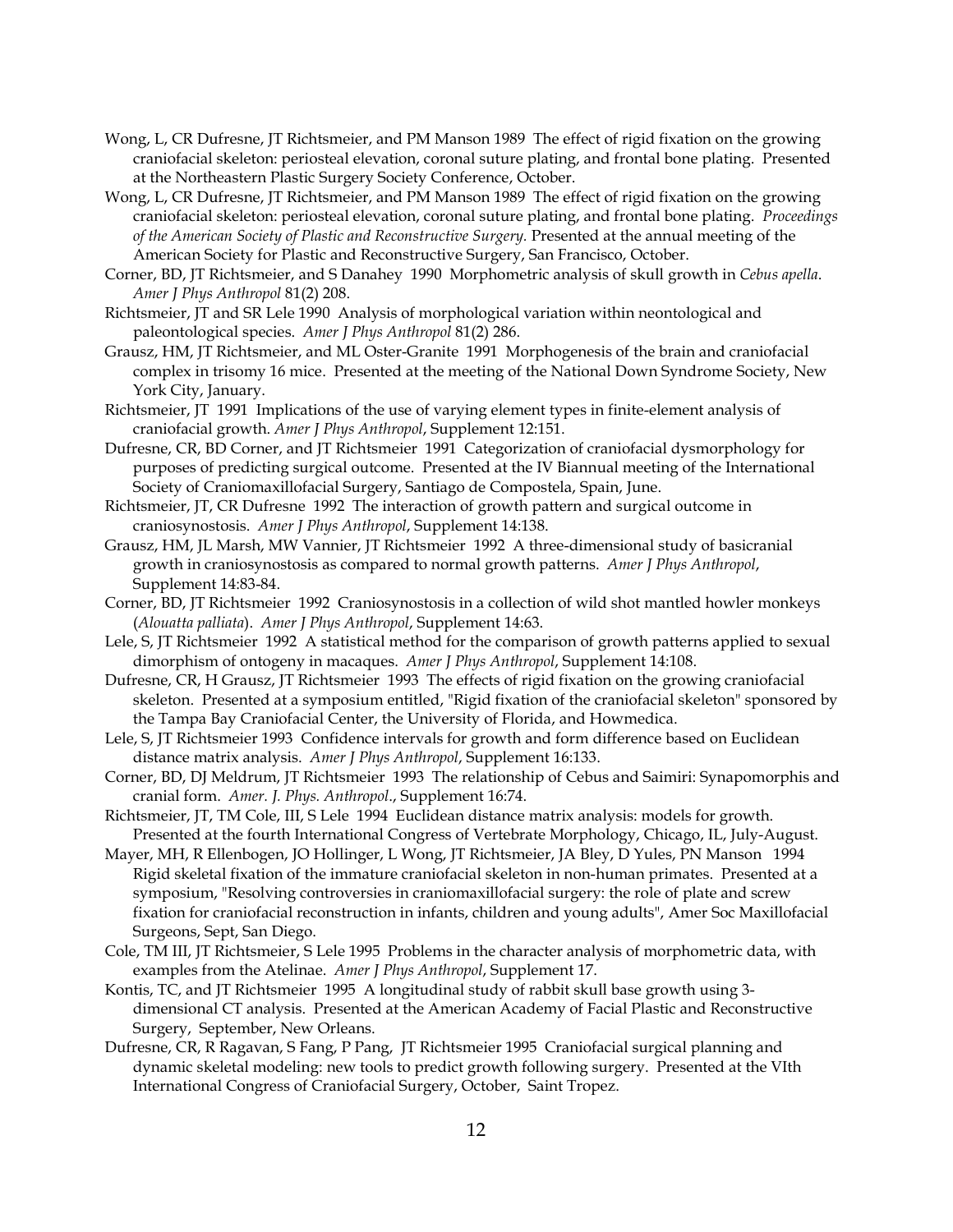Wong, L, CR Dufresne, JT Richtsmeier, and PM Manson 1989 The effect of rigid fixation on the growing craniofacial skeleton: periosteal elevation, coronal suture plating, and frontal bone plating. Presented at the Northeastern Plastic Surgery Society Conference, October.

Wong, L, CR Dufresne, JT Richtsmeier, and PM Manson 1989 The effect of rigid fixation on the growing craniofacial skeleton: periosteal elevation, coronal suture plating, and frontal bone plating. *Proceedings of the American Society of Plastic and Reconstructive Surgery.* Presented at the annual meeting of the American Society for Plastic and Reconstructive Surgery, San Francisco, October.

Corner, BD, JT Richtsmeier, and S Danahey 1990 Morphometric analysis of skull growth in *Cebus apella*. *Amer J Phys Anthropol* 81(2) 208.

Richtsmeier, JT and SR Lele 1990 Analysis of morphological variation within neontological and paleontological species. *Amer J Phys Anthropol* 81(2) 286.

Grausz, HM, JT Richtsmeier, and ML Oster-Granite 1991 Morphogenesis of the brain and craniofacial complex in trisomy 16 mice. Presented at the meeting of the National Down Syndrome Society, New York City, January.

Richtsmeier, JT 1991 Implications of the use of varying element types in finite-element analysis of craniofacial growth. *Amer J Phys Anthropol*, Supplement 12:151.

Dufresne, CR, BD Corner, and JT Richtsmeier 1991 Categorization of craniofacial dysmorphology for purposes of predicting surgical outcome. Presented at the IV Biannual meeting of the International Society of Craniomaxillofacial Surgery, Santiago de Compostela, Spain, June.

Richtsmeier, JT, CR Dufresne 1992 The interaction of growth pattern and surgical outcome in craniosynostosis. *Amer J Phys Anthropol*, Supplement 14:138.

Grausz, HM, JL Marsh, MW Vannier, JT Richtsmeier 1992 A three-dimensional study of basicranial growth in craniosynostosis as compared to normal growth patterns. *Amer J Phys Anthropol*, Supplement 14:83-84.

Corner, BD, JT Richtsmeier 1992 Craniosynostosis in a collection of wild shot mantled howler monkeys (*Alouatta palliata*). *Amer J Phys Anthropol*, Supplement 14:63.

Lele, S, JT Richtsmeier 1992 A statistical method for the comparison of growth patterns applied to sexual dimorphism of ontogeny in macaques. *Amer J Phys Anthropol*, Supplement 14:108.

Dufresne, CR, H Grausz, JT Richtsmeier 1993 The effects of rigid fixation on the growing craniofacial skeleton. Presented at a symposium entitled, "Rigid fixation of the craniofacial skeleton" sponsored by the Tampa Bay Craniofacial Center, the University of Florida, and Howmedica.

Lele, S, JT Richtsmeier 1993 Confidence intervals for growth and form difference based on Euclidean distance matrix analysis. *Amer J Phys Anthropol*, Supplement 16:133.

Corner, BD, DJ Meldrum, JT Richtsmeier 1993 The relationship of Cebus and Saimiri: Synapomorphis and cranial form. *Amer. J. Phys. Anthropol*., Supplement 16:74.

Richtsmeier, JT, TM Cole, III, S Lele 1994 Euclidean distance matrix analysis: models for growth. Presented at the fourth International Congress of Vertebrate Morphology, Chicago, IL, July-August.

Mayer, MH, R Ellenbogen, JO Hollinger, L Wong, JT Richtsmeier, JA Bley, D Yules, PN Manson 1994 Rigid skeletal fixation of the immature craniofacial skeleton in non-human primates. Presented at a symposium, "Resolving controversies in craniomaxillofacial surgery: the role of plate and screw fixation for craniofacial reconstruction in infants, children and young adults", Amer Soc Maxillofacial Surgeons, Sept, San Diego.

Cole, TM III, JT Richtsmeier, S Lele 1995 Problems in the character analysis of morphometric data, with examples from the Atelinae. *Amer J Phys Anthropol*, Supplement 17.

Kontis, TC, and JT Richtsmeier 1995 A longitudinal study of rabbit skull base growth using 3-dimensional CT analysis. Presented at the American Academy of Facial Plastic and Reconstructive Surgery, September, New Orleans.

Dufresne, CR, R Ragavan, S Fang, P Pang, JT Richtsmeier 1995 Craniofacial surgical planning and dynamic skeletal modeling: new tools to predict growth following surgery. Presented at the VIth International Congress of Craniofacial Surgery, October, Saint Tropez.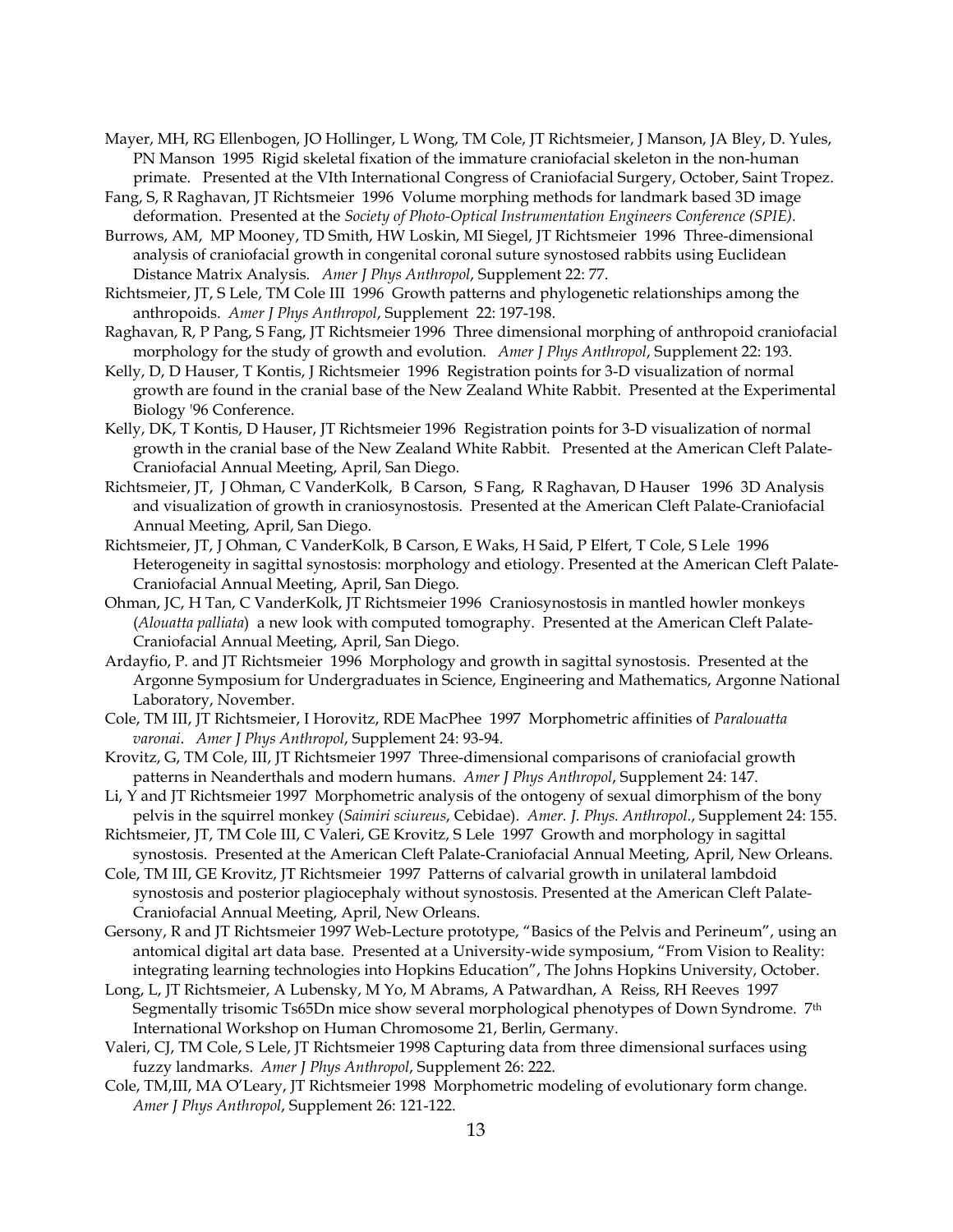Mayer, MH, RG Ellenbogen, JO Hollinger, L Wong, TM Cole, JT Richtsmeier, J Manson, JA Bley, D. Yules, PN Manson 1995 Rigid skeletal fixation of the immature craniofacial skeleton in the non-human primate. Presented at the VIth International Congress of Craniofacial Surgery, October, Saint Tropez.

Fang, S, R Raghavan, JT Richtsmeier 1996 Volume morphing methods for landmark based 3D image deformation. Presented at the *Society of Photo-Optical Instrumentation Engineers Conference (SPIE).*

Burrows, AM, MP Mooney, TD Smith, HW Loskin, MI Siegel, JT Richtsmeier 1996 Three-dimensional analysis of craniofacial growth in congenital coronal suture synostosed rabbits using Euclidean Distance Matrix Analysis. *Amer J Phys Anthropol*, Supplement 22: 77.

Richtsmeier, JT, S Lele, TM Cole III 1996 Growth patterns and phylogenetic relationships among the anthropoids. *Amer J Phys Anthropol*, Supplement 22: 197-198.

Raghavan, R, P Pang, S Fang, JT Richtsmeier 1996 Three dimensional morphing of anthropoid craniofacial morphology for the study of growth and evolution. *Amer J Phys Anthropol*, Supplement 22: 193.

Kelly, D, D Hauser, T Kontis, J Richtsmeier 1996 Registration points for 3-D visualization of normal growth are found in the cranial base of the New Zealand White Rabbit. Presented at the Experimental Biology '96 Conference.

Kelly, DK, T Kontis, D Hauser, JT Richtsmeier 1996 Registration points for 3-D visualization of normal growth in the cranial base of the New Zealand White Rabbit. Presented at the American Cleft Palate-Craniofacial Annual Meeting, April, San Diego.

Richtsmeier, JT, J Ohman, C VanderKolk, B Carson, S Fang, R Raghavan, D Hauser 1996 3D Analysis and visualization of growth in craniosynostosis. Presented at the American Cleft Palate-Craniofacial Annual Meeting, April, San Diego.

Richtsmeier, JT, J Ohman, C VanderKolk, B Carson, E Waks, H Said, P Elfert, T Cole, S Lele 1996 Heterogeneity in sagittal synostosis: morphology and etiology. Presented at the American Cleft Palate-Craniofacial Annual Meeting, April, San Diego.

Ohman, JC, H Tan, C VanderKolk, JT Richtsmeier 1996 Craniosynostosis in mantled howler monkeys (*Alouatta palliata*) a new look with computed tomography. Presented at the American Cleft Palate-Craniofacial Annual Meeting, April, San Diego.

Ardayfio, P. and JT Richtsmeier 1996 Morphology and growth in sagittal synostosis. Presented at the Argonne Symposium for Undergraduates in Science, Engineering and Mathematics, Argonne National Laboratory, November.

Cole, TM III, JT Richtsmeier, I Horovitz, RDE MacPhee 1997 Morphometric affinities of *Paralouatta varonai*. *Amer J Phys Anthropol*, Supplement 24: 93-94.

Krovitz, G, TM Cole, III, JT Richtsmeier 1997 Three-dimensional comparisons of craniofacial growth patterns in Neanderthals and modern humans. *Amer J Phys Anthropol*, Supplement 24: 147.

Li, Y and JT Richtsmeier 1997 Morphometric analysis of the ontogeny of sexual dimorphism of the bony pelvis in the squirrel monkey (*Saimiri sciureus*, Cebidae). *Amer. J. Phys. Anthropol.*, Supplement 24: 155.

Richtsmeier, JT, TM Cole III, C Valeri, GE Krovitz, S Lele 1997 Growth and morphology in sagittal synostosis. Presented at the American Cleft Palate-Craniofacial Annual Meeting, April, New Orleans.

Cole, TM III, GE Krovitz, JT Richtsmeier 1997 Patterns of calvarial growth in unilateral lambdoid synostosis and posterior plagiocephaly without synostosis. Presented at the American Cleft Palate-Craniofacial Annual Meeting, April, New Orleans.

Gersony, R and JT Richtsmeier 1997 Web-Lecture prototype, "Basics of the Pelvis and Perineum", using an antomical digital art data base. Presented at a University-wide symposium, "From Vision to Reality: integrating learning technologies into Hopkins Education", The Johns Hopkins University, October.

Long, L, JT Richtsmeier, A Lubensky, M Yo, M Abrams, A Patwardhan, A Reiss, RH Reeves 1997 Segmentally trisomic Ts65Dn mice show several morphological phenotypes of Down Syndrome. 7th International Workshop on Human Chromosome 21, Berlin, Germany.

Valeri, CJ, TM Cole, S Lele, JT Richtsmeier 1998 Capturing data from three dimensional surfaces using fuzzy landmarks. *Amer J Phys Anthropol*, Supplement 26: 222.

Cole, TM,III, MA O'Leary, JT Richtsmeier 1998 Morphometric modeling of evolutionary form change. *Amer J Phys Anthropol*, Supplement 26: 121-122.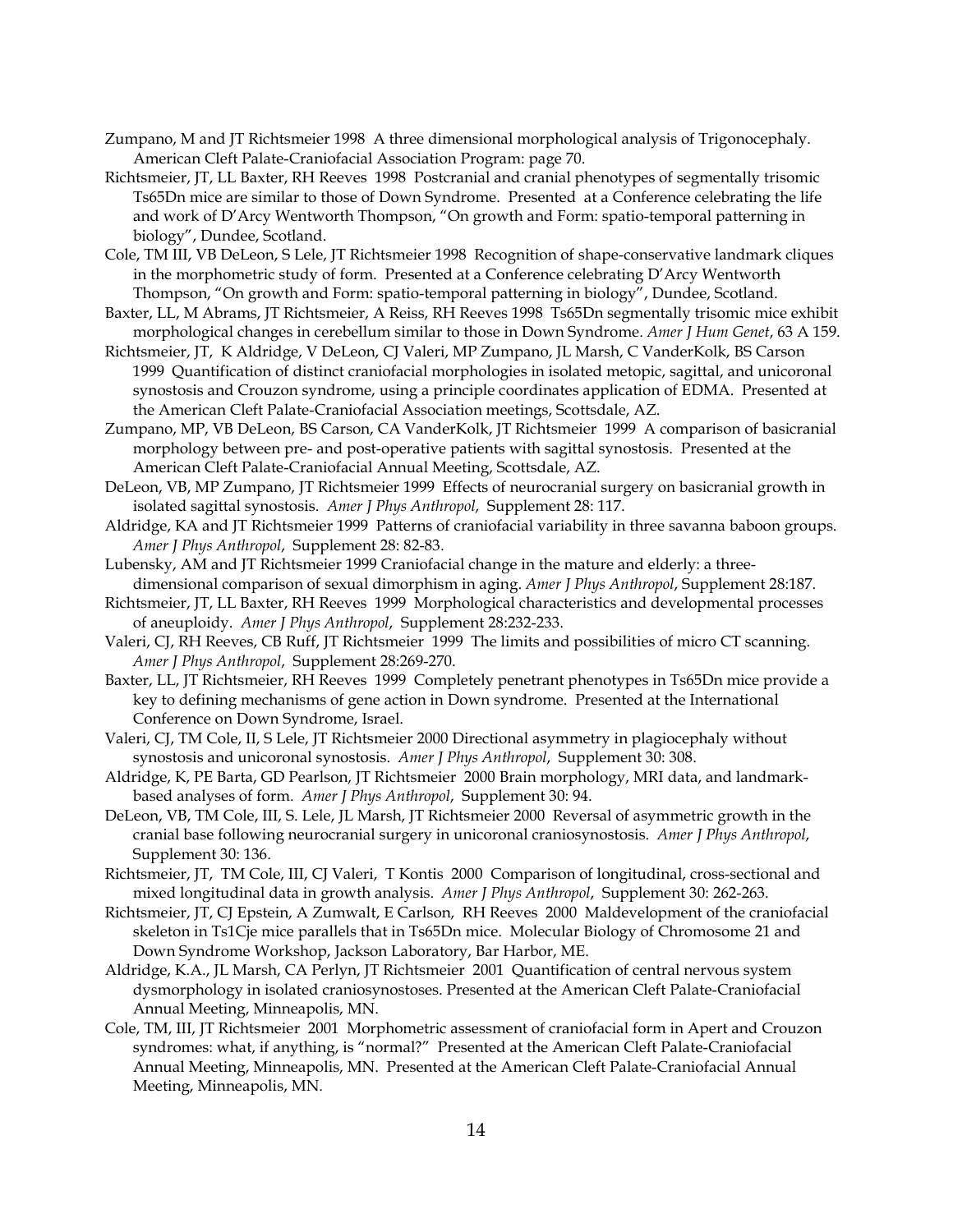Zumpano, M and JT Richtsmeier 1998 A three dimensional morphological analysis of Trigonocephaly. American Cleft Palate-Craniofacial Association Program: page 70.

Richtsmeier, JT, LL Baxter, RH Reeves 1998 Postcranial and cranial phenotypes of segmentally trisomic Ts65Dn mice are similar to those of Down Syndrome. Presented at a Conference celebrating the life and work of D'Arcy Wentworth Thompson, "On growth and Form: spatio-temporal patterning in biology", Dundee, Scotland.

Cole, TM III, VB DeLeon, S Lele, JT Richtsmeier 1998 Recognition of shape-conservative landmark cliques in the morphometric study of form. Presented at a Conference celebrating D'Arcy Wentworth Thompson, "On growth and Form: spatio-temporal patterning in biology", Dundee, Scotland.

Baxter, LL, M Abrams, JT Richtsmeier, A Reiss, RH Reeves 1998 Ts65Dn segmentally trisomic mice exhibit morphological changes in cerebellum similar to those in Down Syndrome. *Amer J Hum Genet*, 63 A 159.

Richtsmeier, JT, K Aldridge, V DeLeon, CJ Valeri, MP Zumpano, JL Marsh, C VanderKolk, BS Carson 1999 Quantification of distinct craniofacial morphologies in isolated metopic, sagittal, and unicoronal synostosis and Crouzon syndrome, using a principle coordinates application of EDMA. Presented at the American Cleft Palate-Craniofacial Association meetings, Scottsdale, AZ.

Zumpano, MP, VB DeLeon, BS Carson, CA VanderKolk, JT Richtsmeier 1999 A comparison of basicranial morphology between pre- and post-operative patients with sagittal synostosis. Presented at the American Cleft Palate-Craniofacial Annual Meeting, Scottsdale, AZ.

DeLeon, VB, MP Zumpano, JT Richtsmeier 1999 Effects of neurocranial surgery on basicranial growth in isolated sagittal synostosis. *Amer J Phys Anthropol*, Supplement 28: 117.

Aldridge, KA and JT Richtsmeier 1999 Patterns of craniofacial variability in three savanna baboon groups. *Amer J Phys Anthropol*, Supplement 28: 82-83.

Lubensky, AM and JT Richtsmeier 1999 Craniofacial change in the mature and elderly: a three-dimensional comparison of sexual dimorphism in aging. *Amer J Phys Anthropol*, Supplement 28:187.

Richtsmeier, JT, LL Baxter, RH Reeves 1999 Morphological characteristics and developmental processes of aneuploidy. *Amer J Phys Anthropol*, Supplement 28:232-233.

Valeri, CJ, RH Reeves, CB Ruff, JT Richtsmeier 1999 The limits and possibilities of micro CT scanning. *Amer J Phys Anthropol*, Supplement 28:269-270.

Baxter, LL, JT Richtsmeier, RH Reeves 1999 Completely penetrant phenotypes in Ts65Dn mice provide a key to defining mechanisms of gene action in Down syndrome. Presented at the International Conference on Down Syndrome, Israel.

Valeri, CJ, TM Cole, II, S Lele, JT Richtsmeier 2000 Directional asymmetry in plagiocephaly without synostosis and unicoronal synostosis. *Amer J Phys Anthropol*, Supplement 30: 308.

Aldridge, K, PE Barta, GD Pearlson, JT Richtsmeier 2000 Brain morphology, MRI data, and landmark-based analyses of form. *Amer J Phys Anthropol*, Supplement 30: 94.

DeLeon, VB, TM Cole, III, S. Lele, JL Marsh, JT Richtsmeier 2000 Reversal of asymmetric growth in the cranial base following neurocranial surgery in unicoronal craniosynostosis. *Amer J Phys Anthropol*, Supplement 30: 136.

Richtsmeier, JT, TM Cole, III, CJ Valeri, T Kontis 2000 Comparison of longitudinal, cross-sectional and mixed longitudinal data in growth analysis. *Amer J Phys Anthropol*, Supplement 30: 262-263.

Richtsmeier, JT, CJ Epstein, A Zumwalt, E Carlson, RH Reeves 2000 Maldevelopment of the craniofacial skeleton in Ts1Cje mice parallels that in Ts65Dn mice. Molecular Biology of Chromosome 21 and Down Syndrome Workshop, Jackson Laboratory, Bar Harbor, ME.

Aldridge, K.A., JL Marsh, CA Perlyn, JT Richtsmeier 2001 Quantification of central nervous system dysmorphology in isolated craniosynostoses. Presented at the American Cleft Palate-Craniofacial Annual Meeting, Minneapolis, MN.

Cole, TM, III, JT Richtsmeier 2001 Morphometric assessment of craniofacial form in Apert and Crouzon syndromes: what, if anything, is "normal?" Presented at the American Cleft Palate-Craniofacial Annual Meeting, Minneapolis, MN. Presented at the American Cleft Palate-Craniofacial Annual Meeting, Minneapolis, MN.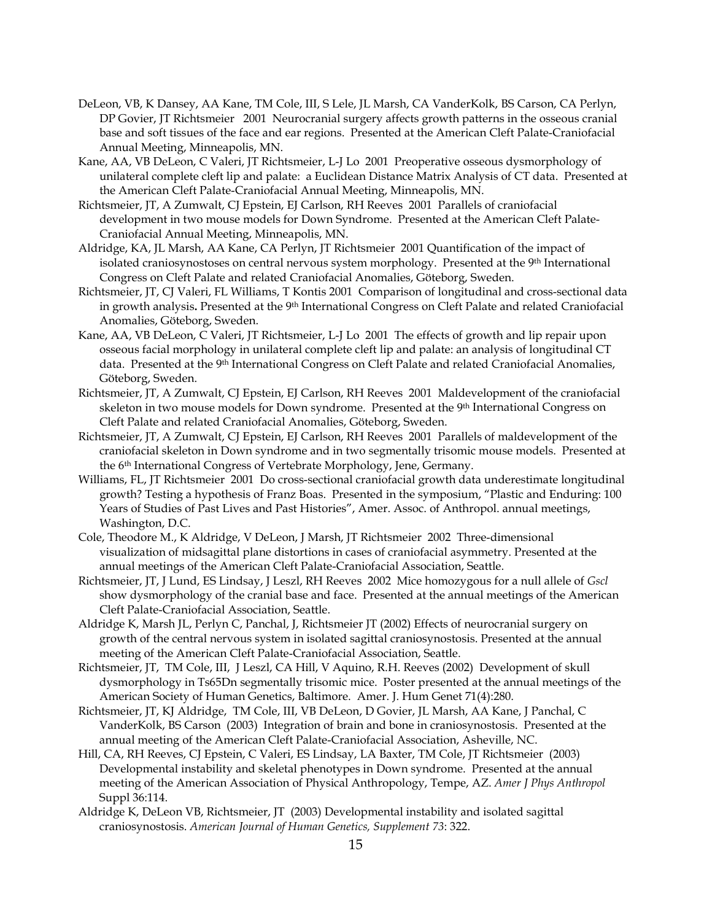DeLeon, VB, K Dansey, AA Kane, TM Cole, III, S Lele, JL Marsh, CA VanderKolk, BS Carson, CA Perlyn, DP Govier, JT Richtsmeier 2001 Neurocranial surgery affects growth patterns in the osseous cranial base and soft tissues of the face and ear regions. Presented at the American Cleft Palate-Craniofacial Annual Meeting, Minneapolis, MN.

Kane, AA, VB DeLeon, C Valeri, JT Richtsmeier, L-J Lo 2001 Preoperative osseous dysmorphology of unilateral complete cleft lip and palate: a Euclidean Distance Matrix Analysis of CT data. Presented at the American Cleft Palate-Craniofacial Annual Meeting, Minneapolis, MN.

Richtsmeier, JT, A Zumwalt, CJ Epstein, EJ Carlson, RH Reeves 2001 Parallels of craniofacial development in two mouse models for Down Syndrome. Presented at the American Cleft Palate-Craniofacial Annual Meeting, Minneapolis, MN.

Aldridge, KA, JL Marsh, AA Kane, CA Perlyn, JT Richtsmeier 2001 Quantification of the impact of isolated craniosynostoses on central nervous system morphology. Presented at the 9th International Congress on Cleft Palate and related Craniofacial Anomalies, Göteborg, Sweden.

Richtsmeier, JT, CJ Valeri, FL Williams, T Kontis 2001 Comparison of longitudinal and cross-sectional data in growth analysis**.** Presented at the 9th International Congress on Cleft Palate and related Craniofacial Anomalies, Göteborg, Sweden.

Kane, AA, VB DeLeon, C Valeri, JT Richtsmeier, L-J Lo 2001 The effects of growth and lip repair upon osseous facial morphology in unilateral complete cleft lip and palate: an analysis of longitudinal CT data. Presented at the 9th International Congress on Cleft Palate and related Craniofacial Anomalies, Göteborg, Sweden.

Richtsmeier, JT, A Zumwalt, CJ Epstein, EJ Carlson, RH Reeves 2001 Maldevelopment of the craniofacial skeleton in two mouse models for Down syndrome. Presented at the 9th International Congress on Cleft Palate and related Craniofacial Anomalies, Göteborg, Sweden.

Richtsmeier, JT, A Zumwalt, CJ Epstein, EJ Carlson, RH Reeves 2001 Parallels of maldevelopment of the craniofacial skeleton in Down syndrome and in two segmentally trisomic mouse models. Presented at the 6th International Congress of Vertebrate Morphology, Jene, Germany.

Williams, FL, JT Richtsmeier 2001 Do cross-sectional craniofacial growth data underestimate longitudinal growth? Testing a hypothesis of Franz Boas. Presented in the symposium, "Plastic and Enduring: 100 Years of Studies of Past Lives and Past Histories", Amer. Assoc. of Anthropol. annual meetings, Washington, D.C.

Cole, Theodore M., K Aldridge, V DeLeon, J Marsh, JT Richtsmeier 2002 Three-dimensional visualization of midsagittal plane distortions in cases of craniofacial asymmetry. Presented at the annual meetings of the American Cleft Palate-Craniofacial Association, Seattle.

Richtsmeier, JT, J Lund, ES Lindsay, J Leszl, RH Reeves 2002 Mice homozygous for a null allele of *Gscl* show dysmorphology of the cranial base and face. Presented at the annual meetings of the American Cleft Palate-Craniofacial Association, Seattle.

Aldridge K, Marsh JL, Perlyn C, Panchal, J, Richtsmeier JT (2002) Effects of neurocranial surgery on growth of the central nervous system in isolated sagittal craniosynostosis. Presented at the annual meeting of the American Cleft Palate-Craniofacial Association, Seattle.

Richtsmeier, JT, TM Cole, III, J Leszl, CA Hill, V Aquino, R.H. Reeves (2002) Development of skull dysmorphology in Ts65Dn segmentally trisomic mice. Poster presented at the annual meetings of the American Society of Human Genetics, Baltimore. Amer. J. Hum Genet 71(4):280.

Richtsmeier, JT, KJ Aldridge, TM Cole, III, VB DeLeon, D Govier, JL Marsh, AA Kane, J Panchal, C VanderKolk, BS Carson (2003) Integration of brain and bone in craniosynostosis. Presented at the annual meeting of the American Cleft Palate-Craniofacial Association, Asheville, NC.

Hill, CA, RH Reeves, CJ Epstein, C Valeri, ES Lindsay, LA Baxter, TM Cole, JT Richtsmeier (2003) Developmental instability and skeletal phenotypes in Down syndrome. Presented at the annual meeting of the American Association of Physical Anthropology, Tempe, AZ. *Amer J Phys Anthropol* Suppl 36:114.

Aldridge K, DeLeon VB, Richtsmeier, JT (2003) Developmental instability and isolated sagittal craniosynostosis. *American Journal of Human Genetics, Supplement 73*: 322.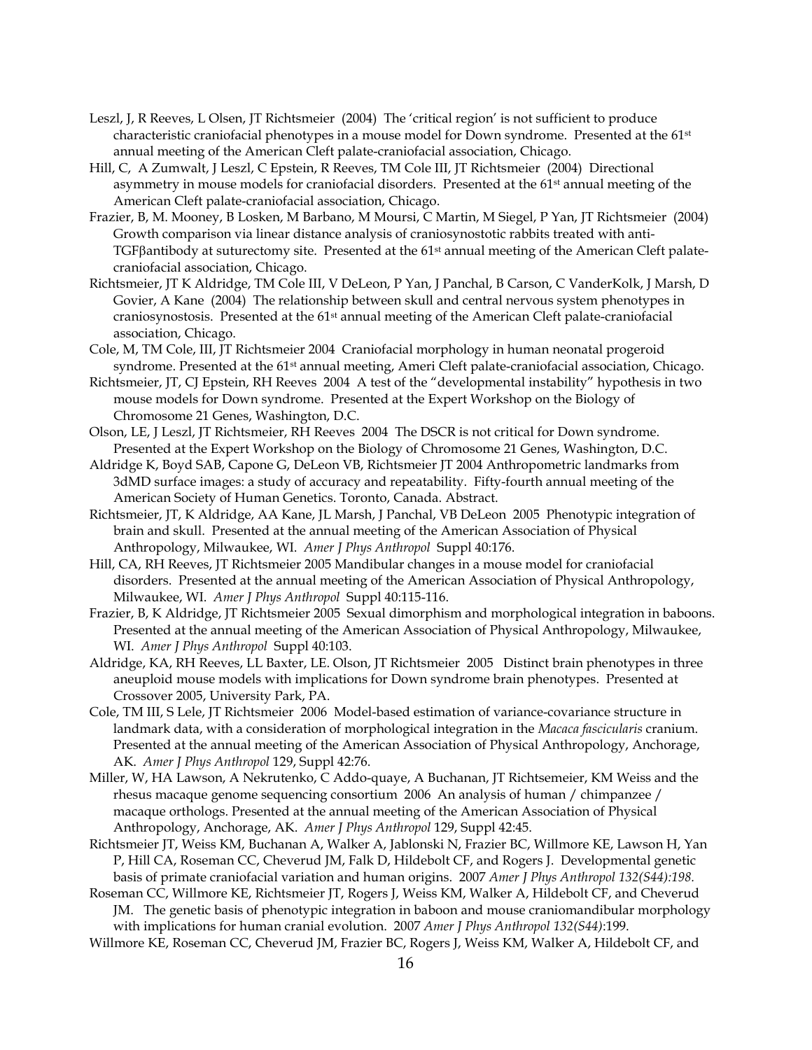Leszl, J, R Reeves, L Olsen, JT Richtsmeier (2004) The 'critical region' is not sufficient to produce characteristic craniofacial phenotypes in a mouse model for Down syndrome. Presented at the 61st annual meeting of the American Cleft palate-craniofacial association, Chicago.

Hill, C, A Zumwalt, J Leszl, C Epstein, R Reeves, TM Cole III, JT Richtsmeier (2004) Directional asymmetry in mouse models for craniofacial disorders. Presented at the 61st annual meeting of the American Cleft palate-craniofacial association, Chicago.

Frazier, B, M. Mooney, B Losken, M Barbano, M Moursi, C Martin, M Siegel, P Yan, JT Richtsmeier (2004) Growth comparison via linear distance analysis of craniosynostotic rabbits treated with anti-TGFβantibody at suturectomy site. Presented at the 61st annual meeting of the American Cleft palate-craniofacial association, Chicago.

Richtsmeier, JT K Aldridge, TM Cole III, V DeLeon, P Yan, J Panchal, B Carson, C VanderKolk, J Marsh, D Govier, A Kane (2004) The relationship between skull and central nervous system phenotypes in craniosynostosis. Presented at the 61st annual meeting of the American Cleft palate-craniofacial association, Chicago.

Cole, M, TM Cole, III, JT Richtsmeier 2004 Craniofacial morphology in human neonatal progeroid syndrome. Presented at the 61st annual meeting, Ameri Cleft palate-craniofacial association, Chicago.

Richtsmeier, JT, CJ Epstein, RH Reeves 2004 A test of the "developmental instability" hypothesis in two mouse models for Down syndrome. Presented at the Expert Workshop on the Biology of Chromosome 21 Genes, Washington, D.C.

Olson, LE, J Leszl, JT Richtsmeier, RH Reeves 2004 The DSCR is not critical for Down syndrome. Presented at the Expert Workshop on the Biology of Chromosome 21 Genes, Washington, D.C.

Aldridge K, Boyd SAB, Capone G, DeLeon VB, Richtsmeier JT 2004 Anthropometric landmarks from 3dMD surface images: a study of accuracy and repeatability. Fifty-fourth annual meeting of the American Society of Human Genetics. Toronto, Canada. Abstract.

Richtsmeier, JT, K Aldridge, AA Kane, JL Marsh, J Panchal, VB DeLeon 2005 Phenotypic integration of brain and skull. Presented at the annual meeting of the American Association of Physical Anthropology, Milwaukee, WI. *Amer J Phys Anthropol* Suppl 40:176.

Hill, CA, RH Reeves, JT Richtsmeier 2005 Mandibular changes in a mouse model for craniofacial disorders. Presented at the annual meeting of the American Association of Physical Anthropology, Milwaukee, WI. *Amer J Phys Anthropol* Suppl 40:115-116.

Frazier, B, K Aldridge, JT Richtsmeier 2005 Sexual dimorphism and morphological integration in baboons. Presented at the annual meeting of the American Association of Physical Anthropology, Milwaukee, WI. *Amer J Phys Anthropol* Suppl 40:103.

Aldridge, KA, RH Reeves, LL Baxter, LE. Olson, JT Richtsmeier 2005 Distinct brain phenotypes in three aneuploid mouse models with implications for Down syndrome brain phenotypes. Presented at Crossover 2005, University Park, PA.

Cole, TM III, S Lele, JT Richtsmeier 2006 Model-based estimation of variance-covariance structure in landmark data, with a consideration of morphological integration in the *Macaca fascicularis* cranium. Presented at the annual meeting of the American Association of Physical Anthropology, Anchorage, AK. *Amer J Phys Anthropol* 129, Suppl 42:76.

Miller, W, HA Lawson, A Nekrutenko, C Addo-quaye, A Buchanan, JT Richtsemeier, KM Weiss and the rhesus macaque genome sequencing consortium 2006 An analysis of human / chimpanzee / macaque orthologs. Presented at the annual meeting of the American Association of Physical Anthropology, Anchorage, AK. *Amer J Phys Anthropol* 129, Suppl 42:45.

Richtsmeier JT, Weiss KM, Buchanan A, Walker A, Jablonski N, Frazier BC, Willmore KE, Lawson H, Yan P, Hill CA, Roseman CC, Cheverud JM, Falk D, Hildebolt CF, and Rogers J. Developmental genetic basis of primate craniofacial variation and human origins. 2007 *Amer J Phys Anthropol 132(S44):198.*

Roseman CC, Willmore KE, Richtsmeier JT, Rogers J, Weiss KM, Walker A, Hildebolt CF, and Cheverud JM. The genetic basis of phenotypic integration in baboon and mouse craniomandibular morphology with implications for human cranial evolution. 2007 *Amer J Phys Anthropol 132(S44)*:199.

Willmore KE, Roseman CC, Cheverud JM, Frazier BC, Rogers J, Weiss KM, Walker A, Hildebolt CF, and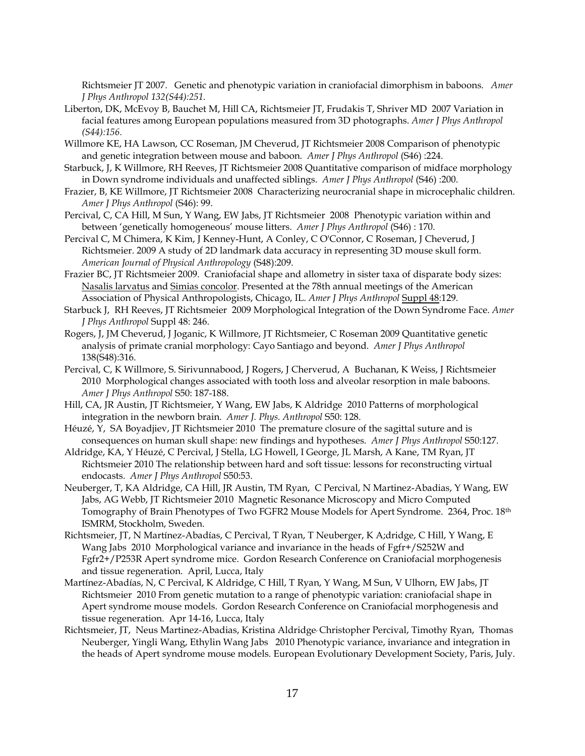Richtsmeier JT 2007. Genetic and phenotypic variation in craniofacial dimorphism in baboons. *Amer J Phys Anthropol 132(S44):251.*

Liberton, DK, McEvoy B, Bauchet M, Hill CA, Richtsmeier JT, Frudakis T, Shriver MD 2007 Variation in facial features among European populations measured from 3D photographs. *Amer J Phys Anthropol (S44):156.*

Willmore KE, HA Lawson, CC Roseman, JM Cheverud, JT Richtsmeier 2008 Comparison of phenotypic and genetic integration between mouse and baboon. *Amer J Phys Anthropol* (S46) :224.

Starbuck, J, K Willmore, RH Reeves, JT Richtsmeier 2008 Quantitative comparison of midface morphology in Down syndrome individuals and unaffected siblings. *Amer J Phys Anthropol* (S46) :200.

Frazier, B, KE Willmore, JT Richtsmeier 2008 Characterizing neurocranial shape in microcephalic children. *Amer J Phys Anthropol* (S46): 99.

Percival, C, CA Hill, M Sun, Y Wang, EW Jabs, JT Richtsmeier 2008 Phenotypic variation within and between 'genetically homogeneous' mouse litters. *Amer J Phys Anthropol* (S46) : 170.

Percival C, M Chimera, K Kim, J Kenney-Hunt, A Conley, C O'Connor, C Roseman, J Cheverud, J Richtsmeier. 2009 A study of 2D landmark data accuracy in representing 3D mouse skull form. *American Journal of Physical Anthropology* (S48):209.

Frazier BC, JT Richtsmeier 2009. Craniofacial shape and allometry in sister taxa of disparate body sizes: Nasalis larvatus and Simias concolor. Presented at the 78th annual meetings of the American Association of Physical Anthropologists, Chicago, IL. *Amer J Phys Anthropol* Suppl 48:129.

Starbuck J, RH Reeves, JT Richtsmeier 2009 Morphological Integration of the Down Syndrome Face. *Amer J Phys Anthropol* Suppl 48: 246.

Rogers, J, JM Cheverud, J Joganic, K Willmore, JT Richtsmeier, C Roseman 2009 Quantitative genetic analysis of primate cranial morphology: Cayo Santiago and beyond. *Amer J Phys Anthropol* 138(S48):316.

Percival, C, K Willmore, S. Sirivunnabood, J Rogers, J Cherverud, A Buchanan, K Weiss, J Richtsmeier 2010 Morphological changes associated with tooth loss and alveolar resorption in male baboons. *Amer J Phys Anthropol* S50: 187-188.

Hill, CA, JR Austin, JT Richtsmeier, Y Wang, EW Jabs, K Aldridge 2010 Patterns of morphological integration in the newborn brain. *Amer J. Phys. Anthropol* S50: 128.

Héuzé, Y, SA Boyadjiev, JT Richtsmeier 2010 The premature closure of the sagittal suture and is consequences on human skull shape: new findings and hypotheses. *Amer J Phys Anthropol* S50:127.

Aldridge, KA, Y Héuzé, C Percival, J Stella, LG Howell, I George, JL Marsh, A Kane, TM Ryan, JT Richtsmeier 2010 The relationship between hard and soft tissue: lessons for reconstructing virtual endocasts. *Amer J Phys Anthropol* S50:53.

Neuberger, T, KA Aldridge, CA Hill, JR Austin, TM Ryan, C Percival, N Martinez-Abadias, Y Wang, EW Jabs, AG Webb, JT Richtsmeier 2010 Magnetic Resonance Microscopy and Micro Computed Tomography of Brain Phenotypes of Two FGFR2 Mouse Models for Apert Syndrome. 2364, Proc. 18th ISMRM, Stockholm, Sweden.

Richtsmeier, JT, N Martínez-Abadías, C Percival, T Ryan, T Neuberger, K A;dridge, C Hill, Y Wang, E Wang Jabs 2010 Morphological variance and invariance in the heads of Fgfr+/S252W and Fgfr2+/P253R Apert syndrome mice. Gordon Research Conference on Craniofacial morphogenesis and tissue regeneration. April, Lucca, Italy

Martínez-Abadías, N, C Percival, K Aldridge, C Hill, T Ryan, Y Wang, M Sun, V Ulhorn, EW Jabs, JT Richtsmeier 2010 From genetic mutation to a range of phenotypic variation: craniofacial shape in Apert syndrome mouse models. Gordon Research Conference on Craniofacial morphogenesis and tissue regeneration. Apr 14-16, Lucca, Italy

Richtsmeier, JT, Neus Martinez-Abadias, Kristina Aldridge, Christopher Percival, Timothy Ryan, Thomas Neuberger, Yingli Wang, Ethylin Wang Jabs 2010 Phenotypic variance, invariance and integration in the heads of Apert syndrome mouse models. European Evolutionary Development Society, Paris, July.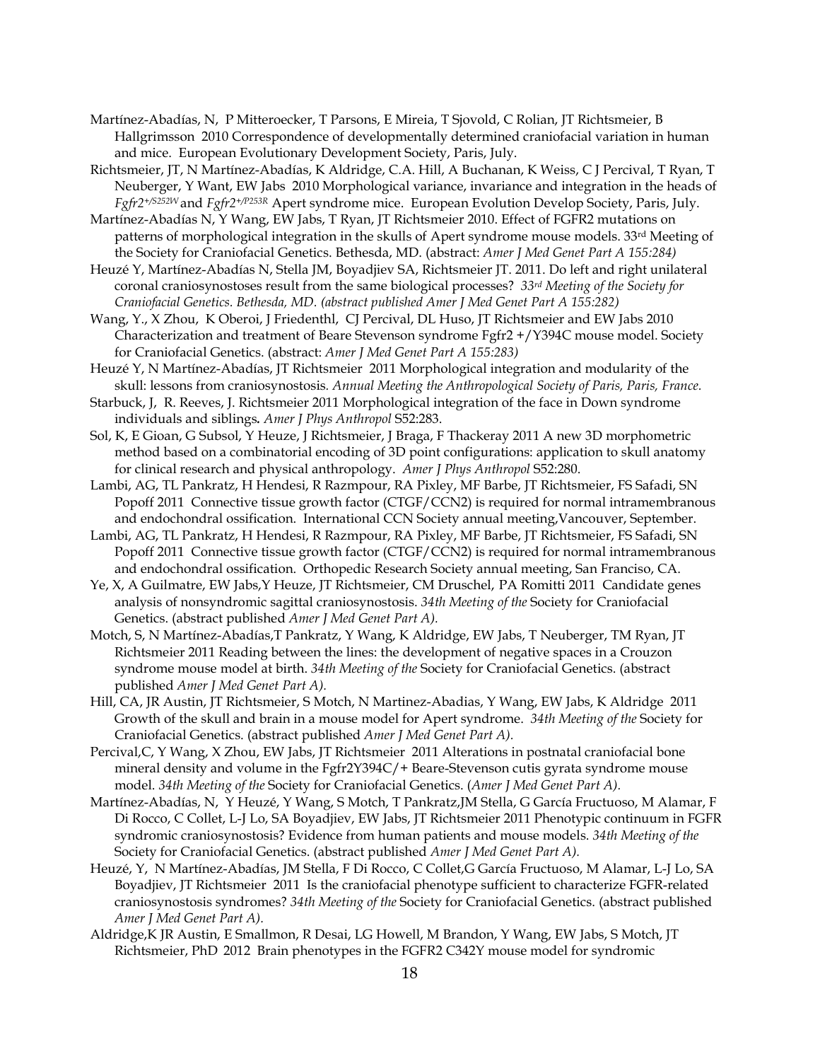Martínez-Abadías, N, P Mitteroecker, T Parsons, E Mireia, T Sjovold, C Rolian, JT Richtsmeier, B Hallgrimsson 2010 Correspondence of developmentally determined craniofacial variation in human and mice. European Evolutionary Development Society, Paris, July.

Richtsmeier, JT, N Martínez-Abadías, K Aldridge, C.A. Hill, A Buchanan, K Weiss, C J Percival, T Ryan, T Neuberger, Y Want, EW Jabs 2010 Morphological variance, invariance and integration in the heads of *Fgfr2*$^{+/S252W}$ and *Fgfr2*$^{+/P253R}$ Apert syndrome mice. European Evolution Develop Society, Paris, July.

Martínez-Abadías N, Y Wang, EW Jabs, T Ryan, JT Richtsmeier 2010. Effect of FGFR2 mutations on patterns of morphological integration in the skulls of Apert syndrome mouse models. 33rd Meeting of the Society for Craniofacial Genetics. Bethesda, MD. (abstract: *Amer J Med Genet Part A 155:284)*

Heuzé Y, Martínez-Abadías N, Stella JM, Boyadjiev SA, Richtsmeier JT. 2011. Do left and right unilateral coronal craniosynostoses result from the same biological processes? *33rd Meeting of the Society for Craniofacial Genetics. Bethesda, MD. (abstract published Amer J Med Genet Part A 155:282)*

Wang, Y., X Zhou, K Oberoi, J Friedenthl, CJ Percival, DL Huso, JT Richtsmeier and EW Jabs 2010 Characterization and treatment of Beare Stevenson syndrome Fgfr2 +/Y394C mouse model. Society for Craniofacial Genetics. (abstract: *Amer J Med Genet Part A 155:283)*

Heuzé Y, N Martínez-Abadías, JT Richtsmeier 2011 Morphological integration and modularity of the skull: lessons from craniosynostosis. *Annual Meeting the Anthropological Society of Paris, Paris, France*.

Starbuck, J, R. Reeves, J. Richtsmeier 2011 Morphological integration of the face in Down syndrome individuals and siblings**.** *Amer J Phys Anthropol* S52:283.

Sol, K, E Gioan, G Subsol, Y Heuze, J Richtsmeier, J Braga, F Thackeray 2011 A new 3D morphometric method based on a combinatorial encoding of 3D point configurations: application to skull anatomy for clinical research and physical anthropology. *Amer J Phys Anthropol* S52:280.

Lambi, AG, TL Pankratz, H Hendesi, R Razmpour, RA Pixley, MF Barbe, JT Richtsmeier, FS Safadi, SN Popoff 2011 Connective tissue growth factor (CTGF/CCN2) is required for normal intramembranous and endochondral ossification. International CCN Society annual meeting,Vancouver, September.

Lambi, AG, TL Pankratz, H Hendesi, R Razmpour, RA Pixley, MF Barbe, JT Richtsmeier, FS Safadi, SN Popoff 2011 Connective tissue growth factor (CTGF/CCN2) is required for normal intramembranous and endochondral ossification. Orthopedic Research Society annual meeting, San Franciso, CA.

Ye, X, A Guilmatre, EW Jabs,Y Heuze, JT Richtsmeier, CM Druschel, PA Romitti 2011 Candidate genes analysis of nonsyndromic sagittal craniosynostosis. *34th Meeting of the* Society for Craniofacial Genetics. (abstract published *Amer J Med Genet Part A).*

Motch, S, N Martínez-Abadías,T Pankratz, Y Wang, K Aldridge, EW Jabs, T Neuberger, TM Ryan, JT Richtsmeier 2011 Reading between the lines: the development of negative spaces in a Crouzon syndrome mouse model at birth. *34th Meeting of the* Society for Craniofacial Genetics. (abstract published *Amer J Med Genet Part A).*

Hill, CA, JR Austin, JT Richtsmeier, S Motch, N Martinez-Abadias, Y Wang, EW Jabs, K Aldridge 2011 Growth of the skull and brain in a mouse model for Apert syndrome. *34th Meeting of the* Society for Craniofacial Genetics. (abstract published *Amer J Med Genet Part A).*

Percival,C, Y Wang, X Zhou, EW Jabs, JT Richtsmeier 2011 Alterations in postnatal craniofacial bone mineral density and volume in the Fgfr2Y394C/+ Beare-Stevenson cutis gyrata syndrome mouse model. *34th Meeting of the* Society for Craniofacial Genetics. (*Amer J Med Genet Part A).*

Martínez-Abadías, N, Y Heuzé, Y Wang, S Motch, T Pankratz,JM Stella, G García Fructuoso, M Alamar, F Di Rocco, C Collet, L-J Lo, SA Boyadjiev, EW Jabs, JT Richtsmeier 2011 Phenotypic continuum in FGFR syndromic craniosynostosis? Evidence from human patients and mouse models. *34th Meeting of the* Society for Craniofacial Genetics. (abstract published *Amer J Med Genet Part A).*

Heuzé, Y, N Martínez-Abadías, JM Stella, F Di Rocco, C Collet,G García Fructuoso, M Alamar, L-J Lo, SA Boyadjiev, JT Richtsmeier 2011 Is the craniofacial phenotype sufficient to characterize FGFR-related craniosynostosis syndromes? *34th Meeting of the* Society for Craniofacial Genetics. (abstract published *Amer J Med Genet Part A).*

Aldridge,K JR Austin, E Smallmon, R Desai, LG Howell, M Brandon, Y Wang, EW Jabs, S Motch, JT Richtsmeier, PhD 2012 Brain phenotypes in the FGFR2 C342Y mouse model for syndromic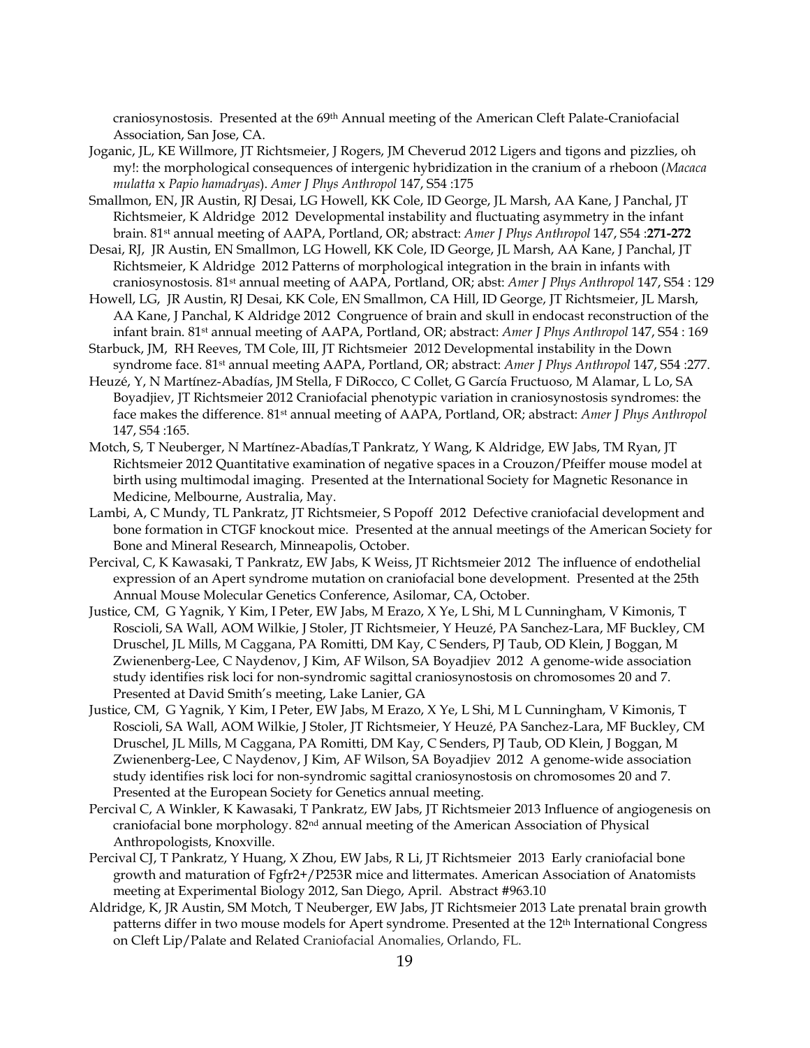craniosynostosis. Presented at the 69th Annual meeting of the American Cleft Palate-Craniofacial Association, San Jose, CA.

Joganic, JL, KE Willmore, JT Richtsmeier, J Rogers, JM Cheverud 2012 Ligers and tigons and pizzlies, oh my!: the morphological consequences of intergenic hybridization in the cranium of a rheboon (*Macaca mulatta* x *Papio hamadryas*). *Amer J Phys Anthropol* 147, S54 :175

Smallmon, EN, JR Austin, RJ Desai, LG Howell, KK Cole, ID George, JL Marsh, AA Kane, J Panchal, JT Richtsmeier, K Aldridge 2012 Developmental instability and fluctuating asymmetry in the infant brain. 81st annual meeting of AAPA, Portland, OR; abstract: *Amer J Phys Anthropol* 147, S54 :**271-272**

Desai, RJ, JR Austin, EN Smallmon, LG Howell, KK Cole, ID George, JL Marsh, AA Kane, J Panchal, JT Richtsmeier, K Aldridge 2012 Patterns of morphological integration in the brain in infants with craniosynostosis. 81st annual meeting of AAPA, Portland, OR; abst: *Amer J Phys Anthropol* 147, S54 : 129

Howell, LG, JR Austin, RJ Desai, KK Cole, EN Smallmon, CA Hill, ID George, JT Richtsmeier, JL Marsh, AA Kane, J Panchal, K Aldridge 2012 Congruence of brain and skull in endocast reconstruction of the infant brain. 81st annual meeting of AAPA, Portland, OR; abstract: *Amer J Phys Anthropol* 147, S54 : 169

Starbuck, JM, RH Reeves, TM Cole, III, JT Richtsmeier 2012 Developmental instability in the Down syndrome face. 81st annual meeting AAPA, Portland, OR; abstract: *Amer J Phys Anthropol* 147, S54 :277.

Heuzé, Y, N Martínez-Abadías, JM Stella, F DiRocco, C Collet, G García Fructuoso, M Alamar, L Lo, SA Boyadjiev, JT Richtsmeier 2012 Craniofacial phenotypic variation in craniosynostosis syndromes: the face makes the difference. 81st annual meeting of AAPA, Portland, OR; abstract: *Amer J Phys Anthropol* 147, S54 :165.

Motch, S, T Neuberger, N Martínez-Abadías,T Pankratz, Y Wang, K Aldridge, EW Jabs, TM Ryan, JT Richtsmeier 2012 Quantitative examination of negative spaces in a Crouzon/Pfeiffer mouse model at birth using multimodal imaging. Presented at the International Society for Magnetic Resonance in Medicine, Melbourne, Australia, May.

Lambi, A, C Mundy, TL Pankratz, JT Richtsmeier, S Popoff 2012 Defective craniofacial development and bone formation in CTGF knockout mice. Presented at the annual meetings of the American Society for Bone and Mineral Research, Minneapolis, October.

Percival, C, K Kawasaki, T Pankratz, EW Jabs, K Weiss, JT Richtsmeier 2012 The influence of endothelial expression of an Apert syndrome mutation on craniofacial bone development. Presented at the 25th Annual Mouse Molecular Genetics Conference, Asilomar, CA, October.

Justice, CM, G Yagnik, Y Kim, I Peter, EW Jabs, M Erazo, X Ye, L Shi, M L Cunningham, V Kimonis, T Roscioli, SA Wall, AOM Wilkie, J Stoler, JT Richtsmeier, Y Heuzé, PA Sanchez-Lara, MF Buckley, CM Druschel, JL Mills, M Caggana, PA Romitti, DM Kay, C Senders, PJ Taub, OD Klein, J Boggan, M Zwienenberg-Lee, C Naydenov, J Kim, AF Wilson, SA Boyadjiev 2012 A genome-wide association study identifies risk loci for non-syndromic sagittal craniosynostosis on chromosomes 20 and 7. Presented at David Smith's meeting, Lake Lanier, GA

Justice, CM, G Yagnik, Y Kim, I Peter, EW Jabs, M Erazo, X Ye, L Shi, M L Cunningham, V Kimonis, T Roscioli, SA Wall, AOM Wilkie, J Stoler, JT Richtsmeier, Y Heuzé, PA Sanchez-Lara, MF Buckley, CM Druschel, JL Mills, M Caggana, PA Romitti, DM Kay, C Senders, PJ Taub, OD Klein, J Boggan, M Zwienenberg-Lee, C Naydenov, J Kim, AF Wilson, SA Boyadjiev 2012 A genome-wide association study identifies risk loci for non-syndromic sagittal craniosynostosis on chromosomes 20 and 7. Presented at the European Society for Genetics annual meeting.

Percival C, A Winkler, K Kawasaki, T Pankratz, EW Jabs, JT Richtsmeier 2013 Influence of angiogenesis on craniofacial bone morphology. 82nd annual meeting of the American Association of Physical Anthropologists, Knoxville.

Percival CJ, T Pankratz, Y Huang, X Zhou, EW Jabs, R Li, JT Richtsmeier 2013 Early craniofacial bone growth and maturation of Fgfr2+/P253R mice and littermates. American Association of Anatomists meeting at Experimental Biology 2012, San Diego, April. Abstract #963.10

Aldridge, K, JR Austin, SM Motch, T Neuberger, EW Jabs, JT Richtsmeier 2013 Late prenatal brain growth patterns differ in two mouse models for Apert syndrome. Presented at the 12th International Congress on Cleft Lip/Palate and Related Craniofacial Anomalies, Orlando, FL.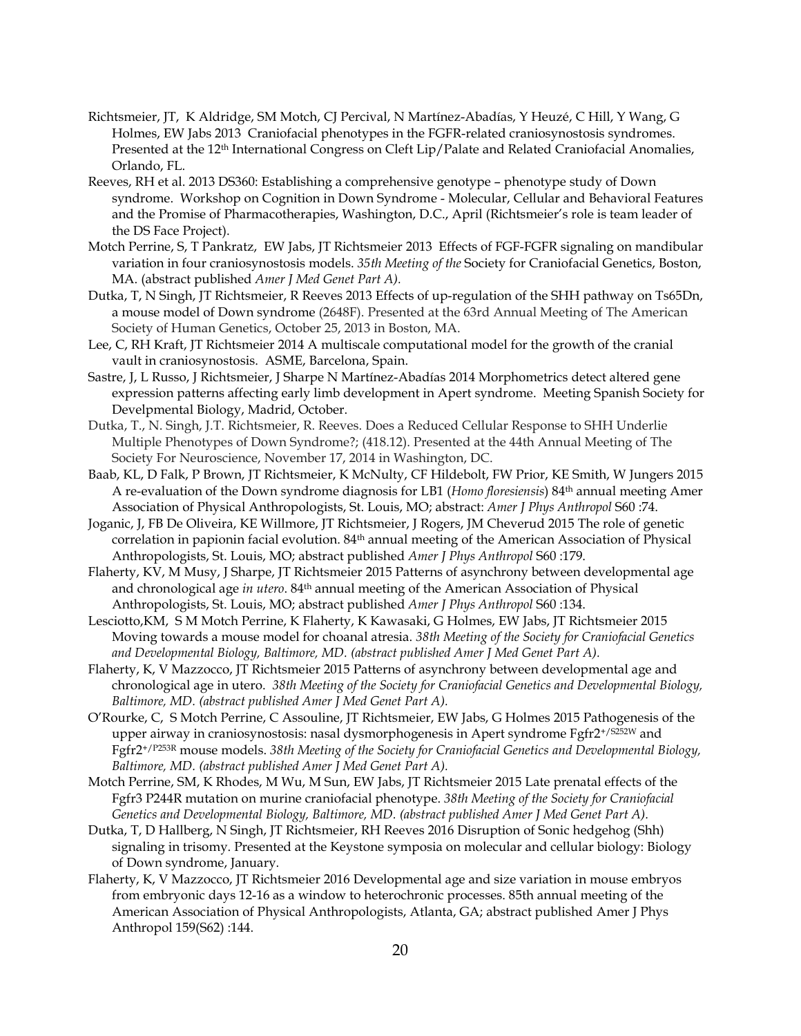Richtsmeier, JT, K Aldridge, SM Motch, CJ Percival, N Martínez-Abadías, Y Heuzé, C Hill, Y Wang, G Holmes, EW Jabs 2013 Craniofacial phenotypes in the FGFR-related craniosynostosis syndromes. Presented at the 12th International Congress on Cleft Lip/Palate and Related Craniofacial Anomalies, Orlando, FL.

Reeves, RH et al. 2013 DS360: Establishing a comprehensive genotype – phenotype study of Down syndrome. Workshop on Cognition in Down Syndrome - Molecular, Cellular and Behavioral Features and the Promise of Pharmacotherapies, Washington, D.C., April (Richtsmeier's role is team leader of the DS Face Project).

Motch Perrine, S, T Pankratz, EW Jabs, JT Richtsmeier 2013 Effects of FGF-FGFR signaling on mandibular variation in four craniosynostosis models. *35th Meeting of the* Society for Craniofacial Genetics, Boston, MA. (abstract published *Amer J Med Genet Part A).*

Dutka, T, N Singh, JT Richtsmeier, R Reeves 2013 Effects of up-regulation of the SHH pathway on Ts65Dn, a mouse model of Down syndrome (2648F). Presented at the 63rd Annual Meeting of The American Society of Human Genetics, October 25, 2013 in Boston, MA.

Lee, C, RH Kraft, JT Richtsmeier 2014 A multiscale computational model for the growth of the cranial vault in craniosynostosis. ASME, Barcelona, Spain.

Sastre, J, L Russo, J Richtsmeier, J Sharpe N Martínez-Abadías 2014 Morphometrics detect altered gene expression patterns affecting early limb development in Apert syndrome. Meeting Spanish Society for Develpmental Biology, Madrid, October.

Dutka, T., N. Singh, J.T. Richtsmeier, R. Reeves. Does a Reduced Cellular Response to SHH Underlie Multiple Phenotypes of Down Syndrome?; (418.12). Presented at the 44th Annual Meeting of The Society For Neuroscience, November 17, 2014 in Washington, DC.

Baab, KL, D Falk, P Brown, JT Richtsmeier, K McNulty, CF Hildebolt, FW Prior, KE Smith, W Jungers 2015 A re-evaluation of the Down syndrome diagnosis for LB1 (*Homo floresiensis*) 84th annual meeting Amer Association of Physical Anthropologists, St. Louis, MO; abstract: *Amer J Phys Anthropol* S60 :74.

Joganic, J, FB De Oliveira, KE Willmore, JT Richtsmeier, J Rogers, JM Cheverud 2015 The role of genetic correlation in papionin facial evolution. 84th annual meeting of the American Association of Physical Anthropologists, St. Louis, MO; abstract published *Amer J Phys Anthropol* S60 :179.

Flaherty, KV, M Musy, J Sharpe, JT Richtsmeier 2015 Patterns of asynchrony between developmental age and chronological age *in utero*. 84th annual meeting of the American Association of Physical Anthropologists, St. Louis, MO; abstract published *Amer J Phys Anthropol* S60 :134.

Lesciotto,KM, S M Motch Perrine, K Flaherty, K Kawasaki, G Holmes, EW Jabs, JT Richtsmeier 2015 Moving towards a mouse model for choanal atresia. *38th Meeting of the Society for Craniofacial Genetics and Developmental Biology, Baltimore, MD. (abstract published Amer J Med Genet Part A).*

Flaherty, K, V Mazzocco, JT Richtsmeier 2015 Patterns of asynchrony between developmental age and chronological age in utero. *38th Meeting of the Society for Craniofacial Genetics and Developmental Biology, Baltimore, MD. (abstract published Amer J Med Genet Part A).*

O'Rourke, C, S Motch Perrine, C Assouline, JT Richtsmeier, EW Jabs, G Holmes 2015 Pathogenesis of the upper airway in craniosynostosis: nasal dysmorphogenesis in Apert syndrome Fgfr2$^{+/S252W}$ and Fgfr2$^{+/P253R}$ mouse models. *38th Meeting of the Society for Craniofacial Genetics and Developmental Biology, Baltimore, MD. (abstract published Amer J Med Genet Part A).*

Motch Perrine, SM, K Rhodes, M Wu, M Sun, EW Jabs, JT Richtsmeier 2015 Late prenatal effects of the Fgfr3 P244R mutation on murine craniofacial phenotype. *38th Meeting of the Society for Craniofacial Genetics and Developmental Biology, Baltimore, MD. (abstract published Amer J Med Genet Part A).*

Dutka, T, D Hallberg, N Singh, JT Richtsmeier, RH Reeves 2016 Disruption of Sonic hedgehog (Shh) signaling in trisomy. Presented at the Keystone symposia on molecular and cellular biology: Biology of Down syndrome, January.

Flaherty, K, V Mazzocco, JT Richtsmeier 2016 Developmental age and size variation in mouse embryos from embryonic days 12-16 as a window to heterochronic processes. 85th annual meeting of the American Association of Physical Anthropologists, Atlanta, GA; abstract published Amer J Phys Anthropol 159(S62) :144.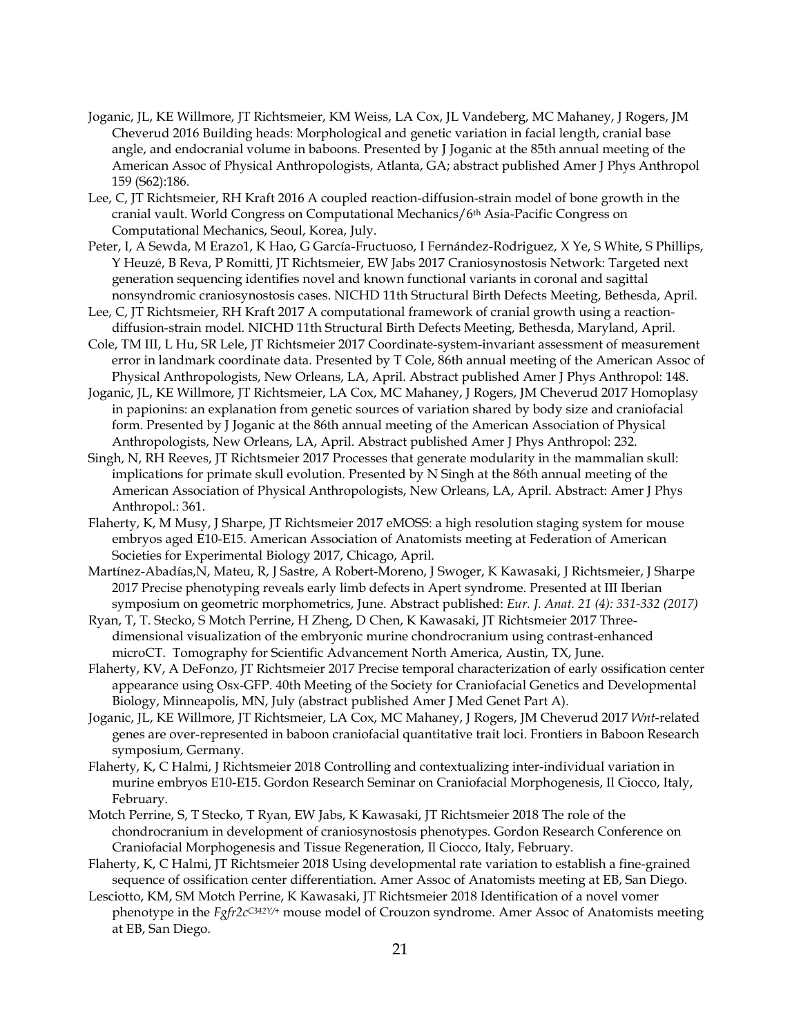Joganic, JL, KE Willmore, JT Richtsmeier, KM Weiss, LA Cox, JL Vandeberg, MC Mahaney, J Rogers, JM Cheverud 2016 Building heads: Morphological and genetic variation in facial length, cranial base angle, and endocranial volume in baboons. Presented by J Joganic at the 85th annual meeting of the American Assoc of Physical Anthropologists, Atlanta, GA; abstract published Amer J Phys Anthropol 159 (S62):186.

Lee, C, JT Richtsmeier, RH Kraft 2016 A coupled reaction-diffusion-strain model of bone growth in the cranial vault. World Congress on Computational Mechanics/6th Asia-Pacific Congress on Computational Mechanics, Seoul, Korea, July.

Peter, I, A Sewda, M Erazo1, K Hao, G García-Fructuoso, I Fernández-Rodriguez, X Ye, S White, S Phillips, Y Heuzé, B Reva, P Romitti, JT Richtsmeier, EW Jabs 2017 Craniosynostosis Network: Targeted next generation sequencing identifies novel and known functional variants in coronal and sagittal nonsyndromic craniosynostosis cases. NICHD 11th Structural Birth Defects Meeting, Bethesda, April.

Lee, C, JT Richtsmeier, RH Kraft 2017 A computational framework of cranial growth using a reaction-diffusion-strain model. NICHD 11th Structural Birth Defects Meeting, Bethesda, Maryland, April.

Cole, TM III, L Hu, SR Lele, JT Richtsmeier 2017 Coordinate-system-invariant assessment of measurement error in landmark coordinate data. Presented by T Cole, 86th annual meeting of the American Assoc of Physical Anthropologists, New Orleans, LA, April. Abstract published Amer J Phys Anthropol: 148.

Joganic, JL, KE Willmore, JT Richtsmeier, LA Cox, MC Mahaney, J Rogers, JM Cheverud 2017 Homoplasy in papionins: an explanation from genetic sources of variation shared by body size and craniofacial form. Presented by J Joganic at the 86th annual meeting of the American Association of Physical Anthropologists, New Orleans, LA, April. Abstract published Amer J Phys Anthropol: 232.

Singh, N, RH Reeves, JT Richtsmeier 2017 Processes that generate modularity in the mammalian skull: implications for primate skull evolution. Presented by N Singh at the 86th annual meeting of the American Association of Physical Anthropologists, New Orleans, LA, April. Abstract: Amer J Phys Anthropol.: 361.

Flaherty, K, M Musy, J Sharpe, JT Richtsmeier 2017 eMOSS: a high resolution staging system for mouse embryos aged E10-E15. American Association of Anatomists meeting at Federation of American Societies for Experimental Biology 2017, Chicago, April.

Martínez-Abadías,N, Mateu, R, J Sastre, A Robert-Moreno, J Swoger, K Kawasaki, J Richtsmeier, J Sharpe 2017 Precise phenotyping reveals early limb defects in Apert syndrome. Presented at III Iberian symposium on geometric morphometrics, June. Abstract published: *Eur. J. Anat. 21 (4): 331-332 (2017)*

Ryan, T, T. Stecko, S Motch Perrine, H Zheng, D Chen, K Kawasaki, JT Richtsmeier 2017 Three-dimensional visualization of the embryonic murine chondrocranium using contrast-enhanced microCT. Tomography for Scientific Advancement North America, Austin, TX, June.

Flaherty, KV, A DeFonzo, JT Richtsmeier 2017 Precise temporal characterization of early ossification center appearance using Osx-GFP. 40th Meeting of the Society for Craniofacial Genetics and Developmental Biology, Minneapolis, MN, July (abstract published Amer J Med Genet Part A).

Joganic, JL, KE Willmore, JT Richtsmeier, LA Cox, MC Mahaney, J Rogers, JM Cheverud 2017 *Wnt*-related genes are over-represented in baboon craniofacial quantitative trait loci. Frontiers in Baboon Research symposium, Germany.

Flaherty, K, C Halmi, J Richtsmeier 2018 Controlling and contextualizing inter-individual variation in murine embryos E10-E15. Gordon Research Seminar on Craniofacial Morphogenesis, Il Ciocco, Italy, February.

Motch Perrine, S, T Stecko, T Ryan, EW Jabs, K Kawasaki, JT Richtsmeier 2018 The role of the chondrocranium in development of craniosynostosis phenotypes. Gordon Research Conference on Craniofacial Morphogenesis and Tissue Regeneration, Il Ciocco, Italy, February.

Flaherty, K, C Halmi, JT Richtsmeier 2018 Using developmental rate variation to establish a fine-grained sequence of ossification center differentiation. Amer Assoc of Anatomists meeting at EB, San Diego.

Lesciotto, KM, SM Motch Perrine, K Kawasaki, JT Richtsmeier 2018 Identification of a novel vomer phenotype in the *Fgfr2c*$^{C342Y/+}$ mouse model of Crouzon syndrome. Amer Assoc of Anatomists meeting at EB, San Diego.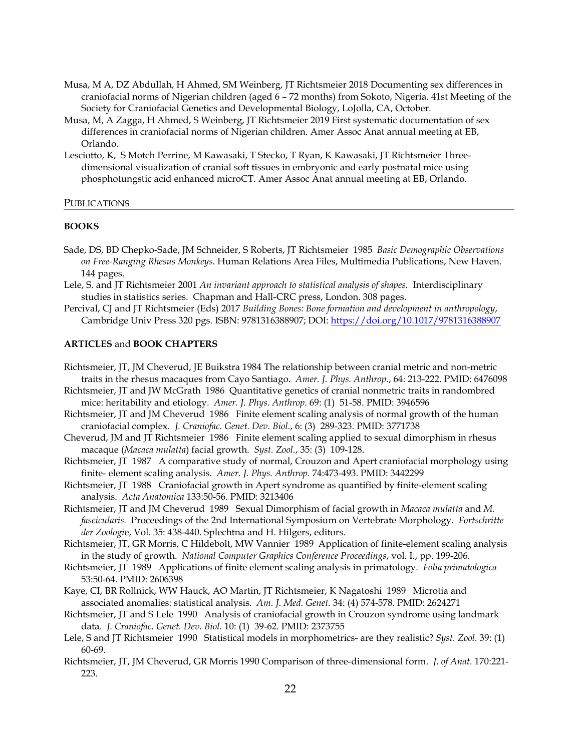Musa, M A, DZ Abdullah, H Ahmed, SM Weinberg, JT Richtsmeier 2018 Documenting sex differences in craniofacial norms of Nigerian children (aged 6 – 72 months) from Sokoto, Nigeria. 41st Meeting of the Society for Craniofacial Genetics and Developmental Biology, LoJolla, CA, October.

Musa, M, A Zagga, H Ahmed, S Weinberg, JT Richtsmeier 2019 First systematic documentation of sex differences in craniofacial norms of Nigerian children. Amer Assoc Anat annual meeting at EB, Orlando.

Lesciotto, K, S Motch Perrine, M Kawasaki, T Stecko, T Ryan, K Kawasaki, JT Richtsmeier Three-dimensional visualization of cranial soft tissues in embryonic and early postnatal mice using phosphotungstic acid enhanced microCT. Amer Assoc Anat annual meeting at EB, Orlando.

## PUBLICATIONS

### BOOKS

Sade, DS, BD Chepko-Sade, JM Schneider, S Roberts, JT Richtsmeier 1985 *Basic Demographic Observations on Free-Ranging Rhesus Monkeys.* Human Relations Area Files, Multimedia Publications, New Haven. 144 pages.

Lele, S. and JT Richtsmeier 2001 *An invariant approach to statistical analysis of shapes*. Interdisciplinary studies in statistics series. Chapman and Hall-CRC press, London. 308 pages.

Percival, CJ and JT Richtsmeier (Eds) 2017 *Building Bones: Bone formation and development in anthropology*, Cambridge Univ Press 320 pgs. ISBN: 9781316388907; DOI: https://doi.org/10.1017/9781316388907

### ARTICLES and BOOK CHAPTERS

Richtsmeier, JT, JM Cheverud, JE Buikstra 1984 The relationship between cranial metric and non-metric traits in the rhesus macaques from Cayo Santiago. *Amer. J. Phys. Anthrop.*, 64: 213-222. PMID: 6476098

Richtsmeier, JT and JW McGrath 1986 Quantitative genetics of cranial nonmetric traits in randombred mice: heritability and etiology. *Amer. J. Phys. Anthrop.* 69: (1) 51-58. PMID: 3946596

Richtsmeier, JT and JM Cheverud 1986 Finite element scaling analysis of normal growth of the human craniofacial complex. *J. Craniofac. Genet. Dev. Biol.*, 6: (3) 289-323. PMID: 3771738

Cheverud, JM and JT Richtsmeier 1986 Finite element scaling applied to sexual dimorphism in rhesus macaque (*Macaca mulatta*) facial growth. *Syst. Zool.*, 35: (3) 109-128.

Richtsmeier, JT 1987 A comparative study of normal, Crouzon and Apert craniofacial morphology using finite- element scaling analysis. *Amer. J. Phys. Anthrop*. 74:473-493. PMID: 3442299

Richtsmeier, JT 1988 Craniofacial growth in Apert syndrome as quantified by finite-element scaling analysis. *Acta Anatomica* 133:50-56. PMID: 3213406

Richtsmeier, JT and JM Cheverud 1989 Sexual Dimorphism of facial growth in *Macaca mulatta* and *M. fascicularis.* Proceedings of the 2nd International Symposium on Vertebrate Morphology. *Fortschritte der Zoologie*, Vol. 35: 438-440. Splechtna and H. Hilgers, editors.

Richtsmeier, JT, GR Morris, C Hildebolt, MW Vannier 1989 Application of finite-element scaling analysis in the study of growth. *National Computer Graphics Conference Proceedings*, vol. I., pp. 199-206.

Richtsmeier, JT 1989 Applications of finite element scaling analysis in primatology. *Folia primatologica* 53:50-64. PMID: 2606398

Kaye, CI, BR Rollnick, WW Hauck, AO Martin, JT Richtsmeier, K Nagatoshi 1989 Microtia and associated anomalies: statistical analysis. *Am. J. Med. Genet.* 34: (4) 574-578. PMID: 2624271

Richtsmeier, JT and S Lele 1990 Analysis of craniofacial growth in Crouzon syndrome using landmark data. *J. Craniofac. Genet. Dev. Biol.* 10: (1) 39-62. PMID: 2373755

Lele, S and JT Richtsmeier 1990 Statistical models in morphometrics- are they realistic? *Syst. Zool.* 39: (1) 60-69.

Richtsmeier, JT, JM Cheverud, GR Morris 1990 Comparison of three-dimensional form. *J. of Anat.* 170:221-223.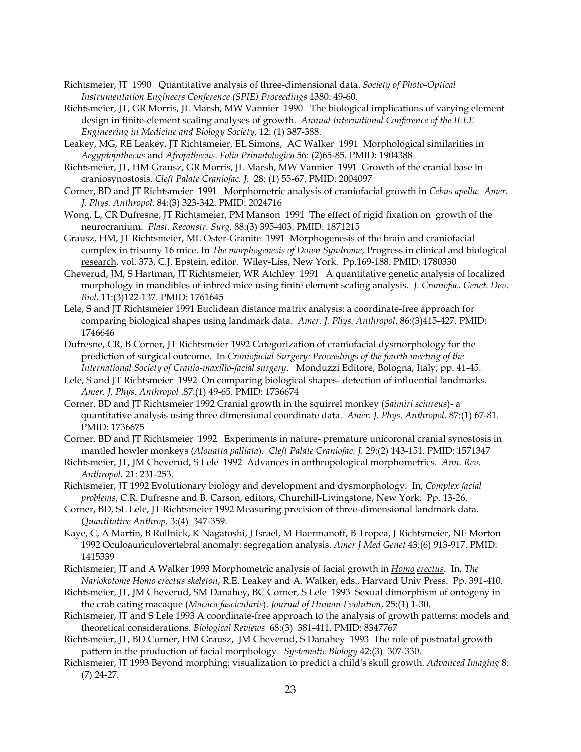Richtsmeier, JT 1990 Quantitative analysis of three-dimensional data. *Society of Photo-Optical Instrumentation Engineers Conference (SPIE) Proceedings* 1380: 49-60.

Richtsmeier, JT, GR Morris, JL Marsh, MW Vannier 1990 The biological implications of varying element design in finite-element scaling analyses of growth. *Annual International Conference of the IEEE Engineering in Medicine and Biology Society*, 12: (1) 387-388.

Leakey, MG, RE Leakey, JT Richtsmeier, EL Simons, AC Walker 1991 Morphological similarities in *Aegyptopithecus* and *Afropithecus*. *Folia Primatologica* 56: (2)65-85. PMID: 1904388

Richtsmeier, JT, HM Grausz, GR Morris, JL Marsh, MW Vannier 1991 Growth of the cranial base in craniosynostosis. *Cleft Palate Craniofac. J.* 28: (1) 55-67. PMID: 2004097

Corner, BD and JT Richtsmeier 1991 Morphometric analysis of craniofacial growth in *Cebus apella*. *Amer. J. Phys. Anthropol.* 84:(3) 323-342. PMID: 2024716

Wong, L, CR Dufresne, JT Richtsmeier, PM Manson 1991 The effect of rigid fixation on growth of the neurocranium. *Plast. Reconstr. Surg.* 88:(3) 395-403. PMID: 1871215

Grausz, HM, JT Richtsmeier, ML Oster-Granite 1991 Morphogenesis of the brain and craniofacial complex in trisomy 16 mice. In *The morphogenesis of Down Syndrome*, <u>Progress in clinical and biological research</u>, vol. 373, C.J. Epstein, editor. Wiley-Liss, New York. Pp.169-188. PMID: 1780330

Cheverud, JM, S Hartman, JT Richtsmeier, WR Atchley 1991 A quantitative genetic analysis of localized morphology in mandibles of inbred mice using finite element scaling analysis. *J. Craniofac. Genet. Dev. Biol.* 11:(3)122-137. PMID: 1761645

Lele, S and JT Richtsmeier 1991 Euclidean distance matrix analysis: a coordinate-free approach for comparing biological shapes using landmark data. *Amer. J. Phys. Anthropol*. 86:(3)415-427. PMID: 1746646

Dufresne, CR, B Corner, JT Richtsmeier 1992 Categorization of craniofacial dysmorphology for the prediction of surgical outcome. In *Craniofacial Surgery: Proceedings of the fourth meeting of the International Society of Cranio-maxillo-facial surgery*. Monduzzi Editore, Bologna, Italy, pp. 41-45.

Lele, S and JT Richtsmeier 1992 On comparing biological shapes- detection of influential landmarks. *Amer. J. Phys. Anthropol* .87:(1) 49-65. PMID: 1736674

Corner, BD and JT Richtsmeier 1992 Cranial growth in the squirrel monkey (*Saimiri sciureus*)- a quantitative analysis using three dimensional coordinate data. *Amer. J. Phys. Anthropol*. 87:(1) 67-81. PMID: 1736675

Corner, BD and JT Richtsmeier 1992 Experiments in nature- premature unicoronal cranial synostosis in mantled howler monkeys (*Alouatta palliata*). *Cleft Palate Craniofac. J.* 29:(2) 143-151. PMID: 1571347

Richtsmeier, JT, JM Cheverud, S Lele 1992 Advances in anthropological morphometrics. *Ann. Rev. Anthropol.* 21: 231-253.

Richtsmeier, JT 1992 Evolutionary biology and development and dysmorphology. In, *Complex facial problems*, C.R. Dufresne and B. Carson, editors, Churchill-Livingstone, New York. Pp. 13-26.

Corner, BD, SL Lele, JT Richtsmeier 1992 Measuring precision of three-dimensional landmark data. *Quantitative Anthrop.* 3:(4) 347-359.

Kaye, C, A Martin, B Rollnick, K Nagatoshi, J Israel, M Haermanoff, B Tropea, J Richtsmeier, NE Morton 1992 Oculoauriculovertebral anomaly: segregation analysis. *Amer J Med Genet* 43:(6) 913-917. PMID: 1415339

Richtsmeier, JT and A Walker 1993 Morphometric analysis of facial growth in <u>*Homo erectus*</u>. In, *The Nariokotome Homo erectus skeleton*, R.E. Leakey and A. Walker, eds., Harvard Univ Press. Pp. 391-410.

Richtsmeier, JT, JM Cheverud, SM Danahey, BC Corner, S Lele 1993 Sexual dimorphism of ontogeny in the crab eating macaque (*Macaca fascicularis*). *Journal of Human Evolution*, 25:(1) 1-30.

Richtsmeier, JT and S Lele 1993 A coordinate-free approach to the analysis of growth patterns: models and theoretical considerations. *Biological Reviews* 68:(3) 381-411. PMID: 8347767

Richtsmeier, JT, BD Corner, HM Grausz, JM Cheverud, S Danahey 1993 The role of postnatal growth pattern in the production of facial morphology. *Systematic Biology* 42:(3) 307-330.

Richtsmeier, JT 1993 Beyond morphing: visualization to predict a child's skull growth. *Advanced Imaging* 8: (7) 24-27.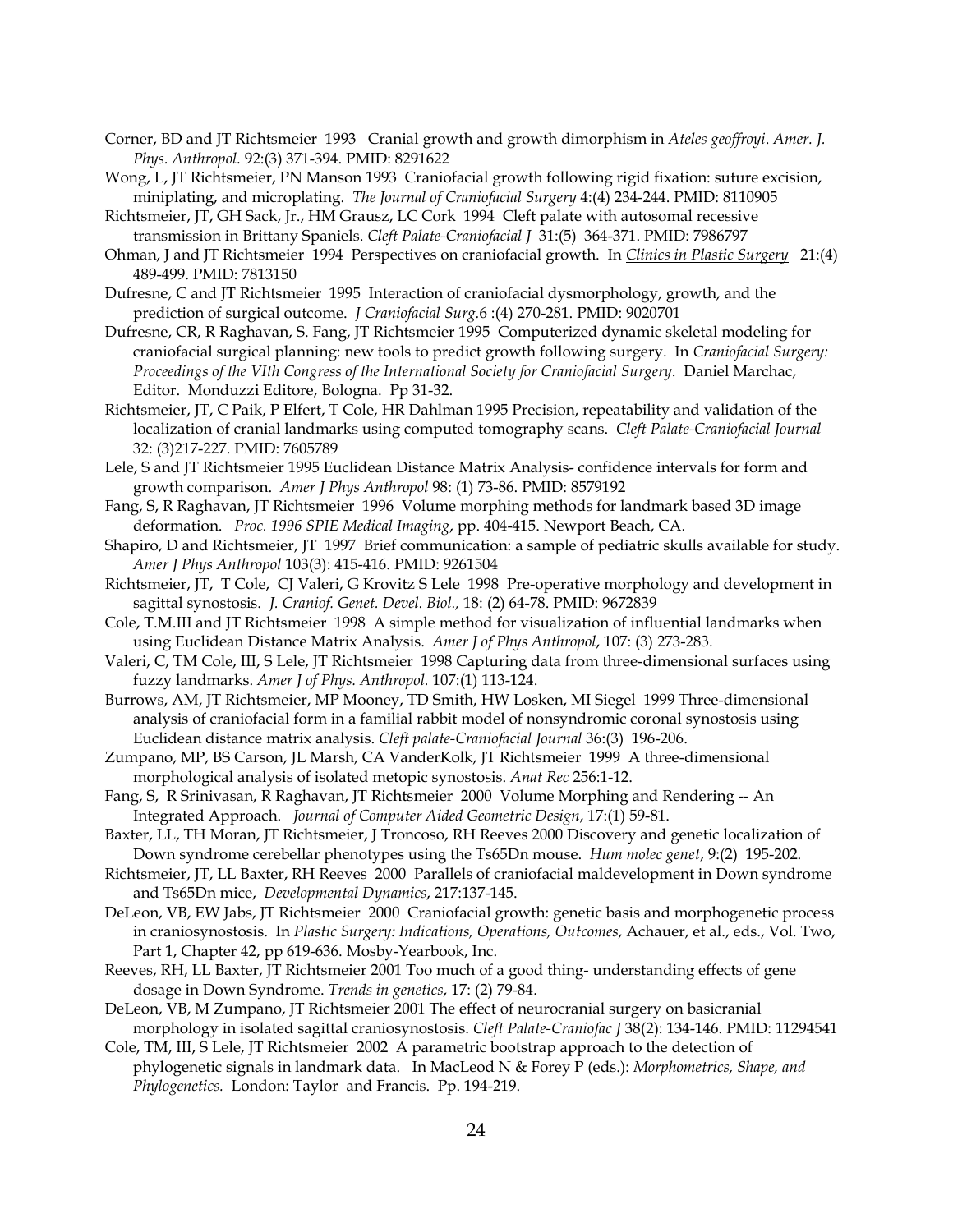Corner, BD and JT Richtsmeier 1993 Cranial growth and growth dimorphism in *Ateles geoffroyi*. *Amer. J. Phys. Anthropol.* 92:(3) 371-394. PMID: 8291622

Wong, L, JT Richtsmeier, PN Manson 1993 Craniofacial growth following rigid fixation: suture excision, miniplating, and microplating. *The Journal of Craniofacial Surgery* 4:(4) 234-244. PMID: 8110905

Richtsmeier, JT, GH Sack, Jr., HM Grausz, LC Cork 1994 Cleft palate with autosomal recessive transmission in Brittany Spaniels. *Cleft Palate-Craniofacial J* 31:(5) 364-371. PMID: 7986797

Ohman, J and JT Richtsmeier 1994 Perspectives on craniofacial growth. In *Clinics in Plastic Surgery* 21:(4) 489-499. PMID: 7813150

Dufresne, C and JT Richtsmeier 1995 Interaction of craniofacial dysmorphology, growth, and the prediction of surgical outcome. *J Craniofacial Surg.*6 :(4) 270-281. PMID: 9020701

Dufresne, CR, R Raghavan, S. Fang, JT Richtsmeier 1995 Computerized dynamic skeletal modeling for craniofacial surgical planning: new tools to predict growth following surgery. In *Craniofacial Surgery: Proceedings of the VIth Congress of the International Society for Craniofacial Surgery*. Daniel Marchac, Editor. Monduzzi Editore, Bologna. Pp 31-32.

Richtsmeier, JT, C Paik, P Elfert, T Cole, HR Dahlman 1995 Precision, repeatability and validation of the localization of cranial landmarks using computed tomography scans. *Cleft Palate-Craniofacial Journal* 32: (3)217-227. PMID: 7605789

Lele, S and JT Richtsmeier 1995 Euclidean Distance Matrix Analysis- confidence intervals for form and growth comparison. *Amer J Phys Anthropol* 98: (1) 73-86. PMID: 8579192

Fang, S, R Raghavan, JT Richtsmeier 1996 Volume morphing methods for landmark based 3D image deformation. *Proc. 1996 SPIE Medical Imaging*, pp. 404-415. Newport Beach, CA.

Shapiro, D and Richtsmeier, JT 1997 Brief communication: a sample of pediatric skulls available for study. *Amer J Phys Anthropol* 103(3): 415-416. PMID: 9261504

Richtsmeier, JT, T Cole, CJ Valeri, G Krovitz S Lele 1998 Pre-operative morphology and development in sagittal synostosis. *J. Craniof. Genet. Devel. Biol.,* 18: (2) 64-78. PMID: 9672839

Cole, T.M.III and JT Richtsmeier 1998 A simple method for visualization of influential landmarks when using Euclidean Distance Matrix Analysis. *Amer J of Phys Anthropol*, 107: (3) 273-283.

Valeri, C, TM Cole, III, S Lele, JT Richtsmeier 1998 Capturing data from three-dimensional surfaces using fuzzy landmarks. *Amer J of Phys. Anthropol.* 107:(1) 113-124.

Burrows, AM, JT Richtsmeier, MP Mooney, TD Smith, HW Losken, MI Siegel 1999 Three-dimensional analysis of craniofacial form in a familial rabbit model of nonsyndromic coronal synostosis using Euclidean distance matrix analysis. *Cleft palate-Craniofacial Journal* 36:(3) 196-206.

Zumpano, MP, BS Carson, JL Marsh, CA VanderKolk, JT Richtsmeier 1999 A three-dimensional morphological analysis of isolated metopic synostosis. *Anat Rec* 256:1-12.

Fang, S, R Srinivasan, R Raghavan, JT Richtsmeier 2000 Volume Morphing and Rendering -- An Integrated Approach. *Journal of Computer Aided Geometric Design*, 17:(1) 59-81.

Baxter, LL, TH Moran, JT Richtsmeier, J Troncoso, RH Reeves 2000 Discovery and genetic localization of Down syndrome cerebellar phenotypes using the Ts65Dn mouse. *Hum molec genet*, 9:(2) 195-202.

Richtsmeier, JT, LL Baxter, RH Reeves 2000 Parallels of craniofacial maldevelopment in Down syndrome and Ts65Dn mice, *Developmental Dynamics*, 217:137-145.

DeLeon, VB, EW Jabs, JT Richtsmeier 2000 Craniofacial growth: genetic basis and morphogenetic process in craniosynostosis. In *Plastic Surgery: Indications, Operations, Outcomes*, Achauer, et al., eds., Vol. Two, Part 1, Chapter 42, pp 619-636. Mosby-Yearbook, Inc.

Reeves, RH, LL Baxter, JT Richtsmeier 2001 Too much of a good thing- understanding effects of gene dosage in Down Syndrome. *Trends in genetics*, 17: (2) 79-84.

DeLeon, VB, M Zumpano, JT Richtsmeier 2001 The effect of neurocranial surgery on basicranial morphology in isolated sagittal craniosynostosis. *Cleft Palate-Craniofac J* 38(2): 134-146. PMID: 11294541

Cole, TM, III, S Lele, JT Richtsmeier 2002 A parametric bootstrap approach to the detection of phylogenetic signals in landmark data. In MacLeod N & Forey P (eds.): *Morphometrics, Shape, and Phylogenetics.* London: Taylor and Francis. Pp. 194-219.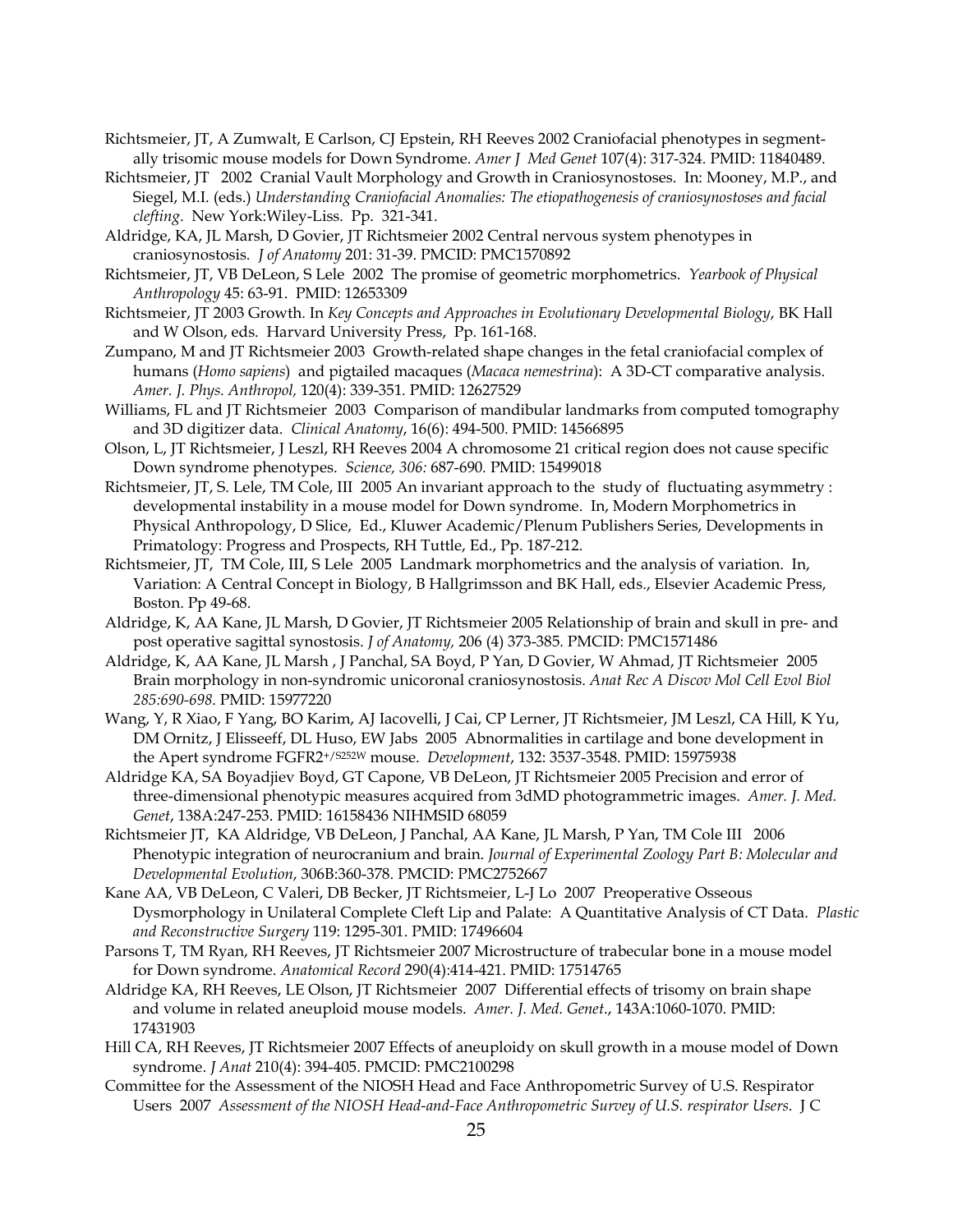Richtsmeier, JT, A Zumwalt, E Carlson, CJ Epstein, RH Reeves 2002 Craniofacial phenotypes in segmentally trisomic mouse models for Down Syndrome. *Amer J Med Genet* 107(4): 317-324. PMID: 11840489.

Richtsmeier, JT 2002 Cranial Vault Morphology and Growth in Craniosynostoses. In: Mooney, M.P., and Siegel, M.I. (eds.) *Understanding Craniofacial Anomalies: The etiopathogenesis of craniosynostoses and facial clefting*. New York:Wiley-Liss. Pp. 321-341.

Aldridge, KA, JL Marsh, D Govier, JT Richtsmeier 2002 Central nervous system phenotypes in craniosynostosis. *J of Anatomy* 201: 31-39. PMCID: PMC1570892

Richtsmeier, JT, VB DeLeon, S Lele 2002 The promise of geometric morphometrics. *Yearbook of Physical Anthropology* 45: 63-91. PMID: 12653309

Richtsmeier, JT 2003 Growth. In *Key Concepts and Approaches in Evolutionary Developmental Biology*, BK Hall and W Olson, eds. Harvard University Press, Pp. 161-168.

Zumpano, M and JT Richtsmeier 2003 Growth-related shape changes in the fetal craniofacial complex of humans (*Homo sapiens*) and pigtailed macaques (*Macaca nemestrina*): A 3D-CT comparative analysis. *Amer. J. Phys. Anthropol,* 120(4): 339-351. PMID: 12627529

Williams, FL and JT Richtsmeier 2003 Comparison of mandibular landmarks from computed tomography and 3D digitizer data. *Clinical Anatomy*, 16(6): 494-500. PMID: 14566895

Olson, L, JT Richtsmeier, J Leszl, RH Reeves 2004 A chromosome 21 critical region does not cause specific Down syndrome phenotypes. *Science, 306:* 687-690. PMID: 15499018

Richtsmeier, JT, S. Lele, TM Cole, III 2005 An invariant approach to the study of fluctuating asymmetry : developmental instability in a mouse model for Down syndrome. In, Modern Morphometrics in Physical Anthropology, D Slice, Ed., Kluwer Academic/Plenum Publishers Series, Developments in Primatology: Progress and Prospects, RH Tuttle, Ed., Pp. 187-212.

Richtsmeier, JT, TM Cole, III, S Lele 2005 Landmark morphometrics and the analysis of variation. In, Variation: A Central Concept in Biology, B Hallgrimsson and BK Hall, eds., Elsevier Academic Press, Boston. Pp 49-68.

Aldridge, K, AA Kane, JL Marsh, D Govier, JT Richtsmeier 2005 Relationship of brain and skull in pre- and post operative sagittal synostosis. *J of Anatomy,* 206 (4) 373-385. PMCID: PMC1571486

Aldridge, K, AA Kane, JL Marsh , J Panchal, SA Boyd, P Yan, D Govier, W Ahmad, JT Richtsmeier 2005 Brain morphology in non-syndromic unicoronal craniosynostosis. *Anat Rec A Discov Mol Cell Evol Biol 285:690-698*. PMID: 15977220

Wang, Y, R Xiao, F Yang, BO Karim, AJ Iacovelli, J Cai, CP Lerner, JT Richtsmeier, JM Leszl, CA Hill, K Yu, DM Ornitz, J Elisseeff, DL Huso, EW Jabs 2005 Abnormalities in cartilage and bone development in the Apert syndrome FGFR2$^{+/S252W}$ mouse. *Development*, 132: 3537-3548. PMID: 15975938

Aldridge KA, SA Boyadjiev Boyd, GT Capone, VB DeLeon, JT Richtsmeier 2005 Precision and error of three-dimensional phenotypic measures acquired from 3dMD photogrammetric images. *Amer. J. Med. Genet*, 138A:247-253. PMID: 16158436 NIHMSID 68059

Richtsmeier JT, KA Aldridge, VB DeLeon, J Panchal, AA Kane, JL Marsh, P Yan, TM Cole III 2006 Phenotypic integration of neurocranium and brain. *Journal of Experimental Zoology Part B: Molecular and Developmental Evolution*, 306B:360-378. PMCID: PMC2752667

Kane AA, VB DeLeon, C Valeri, DB Becker, JT Richtsmeier, L-J Lo 2007 Preoperative Osseous Dysmorphology in Unilateral Complete Cleft Lip and Palate: A Quantitative Analysis of CT Data. *Plastic and Reconstructive Surgery* 119: 1295-301. PMID: 17496604

Parsons T, TM Ryan, RH Reeves, JT Richtsmeier 2007 Microstructure of trabecular bone in a mouse model for Down syndrome. *Anatomical Record* 290(4):414-421. PMID: 17514765

Aldridge KA, RH Reeves, LE Olson, JT Richtsmeier 2007 Differential effects of trisomy on brain shape and volume in related aneuploid mouse models. *Amer. J. Med. Genet.*, 143A:1060-1070. PMID: 17431903

Hill CA, RH Reeves, JT Richtsmeier 2007 Effects of aneuploidy on skull growth in a mouse model of Down syndrome. *J Anat* 210(4): 394-405. PMCID: PMC2100298

Committee for the Assessment of the NIOSH Head and Face Anthropometric Survey of U.S. Respirator Users 2007 *Assessment of the NIOSH Head-and-Face Anthropometric Survey of U.S. respirator Users*. J C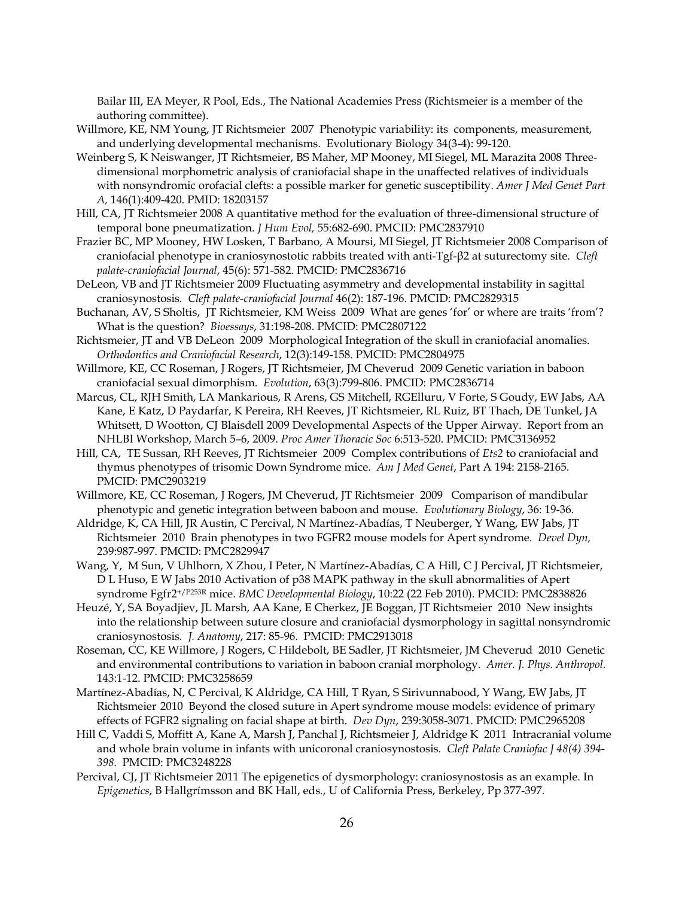Bailar III, EA Meyer, R Pool, Eds., The National Academies Press (Richtsmeier is a member of the authoring committee).

Willmore, KE, NM Young, JT Richtsmeier 2007 Phenotypic variability: its components, measurement, and underlying developmental mechanisms. Evolutionary Biology 34(3-4): 99-120.

Weinberg S, K Neiswanger, JT Richtsmeier, BS Maher, MP Mooney, MI Siegel, ML Marazita 2008 Three-dimensional morphometric analysis of craniofacial shape in the unaffected relatives of individuals with nonsyndromic orofacial clefts: a possible marker for genetic susceptibility. *Amer J Med Genet Part A,* 146(1):409-420. PMID: 18203157

Hill, CA, JT Richtsmeier 2008 A quantitative method for the evaluation of three-dimensional structure of temporal bone pneumatization. *J Hum Evol,* 55:682-690. PMCID: PMC2837910

Frazier BC, MP Mooney, HW Losken, T Barbano, A Moursi, MI Siegel, JT Richtsmeier 2008 Comparison of craniofacial phenotype in craniosynostotic rabbits treated with anti-Tgf-β2 at suturectomy site. *Cleft palate-craniofacial Journal*, 45(6): 571-582. PMCID: PMC2836716

DeLeon, VB and JT Richtsmeier 2009 Fluctuating asymmetry and developmental instability in sagittal craniosynostosis. *Cleft palate-craniofacial Journal* 46(2): 187-196. PMCID: PMC2829315

Buchanan, AV, S Sholtis, JT Richtsmeier, KM Weiss 2009 What are genes 'for' or where are traits 'from'? What is the question? *Bioessays*, 31:198-208. PMCID: PMC2807122

Richtsmeier, JT and VB DeLeon 2009 Morphological Integration of the skull in craniofacial anomalies. *Orthodontics and Craniofacial Research*, 12(3):149-158. PMCID: PMC2804975

Willmore, KE, CC Roseman, J Rogers, JT Richtsmeier, JM Cheverud 2009 Genetic variation in baboon craniofacial sexual dimorphism. *Evolution*, 63(3):799-806. PMCID: PMC2836714

Marcus, CL, RJH Smith, LA Mankarious, R Arens, GS Mitchell, RGElluru, V Forte, S Goudy, EW Jabs, AA Kane, E Katz, D Paydarfar, K Pereira, RH Reeves, JT Richtsmeier, RL Ruiz, BT Thach, DE Tunkel, JA Whitsett, D Wootton, CJ Blaisdell 2009 Developmental Aspects of the Upper Airway. Report from an NHLBI Workshop, March 5–6, 2009. *Proc Amer Thoracic Soc* 6:513-520. PMCID: PMC3136952

Hill, CA, TE Sussan, RH Reeves, JT Richtsmeier 2009 Complex contributions of *Ets2* to craniofacial and thymus phenotypes of trisomic Down Syndrome mice. *Am J Med Genet*, Part A 194: 2158-2165. PMCID: PMC2903219

Willmore, KE, CC Roseman, J Rogers, JM Cheverud, JT Richtsmeier 2009 Comparison of mandibular phenotypic and genetic integration between baboon and mouse. *Evolutionary Biology*, 36: 19-36.

Aldridge, K, CA Hill, JR Austin, C Percival, N Martínez-Abadías, T Neuberger, Y Wang, EW Jabs, JT Richtsmeier 2010 Brain phenotypes in two FGFR2 mouse models for Apert syndrome. *Devel Dyn,* 239:987-997. PMCID: PMC2829947

Wang, Y, M Sun, V Uhlhorn, X Zhou, I Peter, N Martínez-Abadías, C A Hill, C J Percival, JT Richtsmeier, D L Huso, E W Jabs 2010 Activation of p38 MAPK pathway in the skull abnormalities of Apert syndrome Fgfr2$^{+/P253R}$ mice. *BMC Developmental Biology*, 10:22 (22 Feb 2010). PMCID: PMC2838826

Heuzé, Y, SA Boyadjiev, JL Marsh, AA Kane, E Cherkez, JE Boggan, JT Richtsmeier 2010 New insights into the relationship between suture closure and craniofacial dysmorphology in sagittal nonsyndromic craniosynostosis. *J. Anatomy*, 217: 85-96. PMCID: PMC2913018

Roseman, CC, KE Willmore, J Rogers, C Hildebolt, BE Sadler, JT Richtsmeier, JM Cheverud 2010 Genetic and environmental contributions to variation in baboon cranial morphology. *Amer. J. Phys. Anthropol.* 143:1-12. PMCID: PMC3258659

Martínez-Abadías, N, C Percival, K Aldridge, CA Hill, T Ryan, S Sirivunnabood, Y Wang, EW Jabs, JT Richtsmeier 2010 Beyond the closed suture in Apert syndrome mouse models: evidence of primary effects of FGFR2 signaling on facial shape at birth. *Dev Dyn*, 239:3058-3071. PMCID: PMC2965208

Hill C, Vaddi S, Moffitt A, Kane A, Marsh J, Panchal J, Richtsmeier J, Aldridge K 2011 Intracranial volume and whole brain volume in infants with unicoronal craniosynostosis. *Cleft Palate Craniofac J 48(4) 394-398.* PMCID: PMC3248228

Percival, CJ, JT Richtsmeier 2011 The epigenetics of dysmorphology: craniosynostosis as an example. In *Epigenetics*, B Hallgrímsson and BK Hall, eds., U of California Press, Berkeley, Pp 377-397.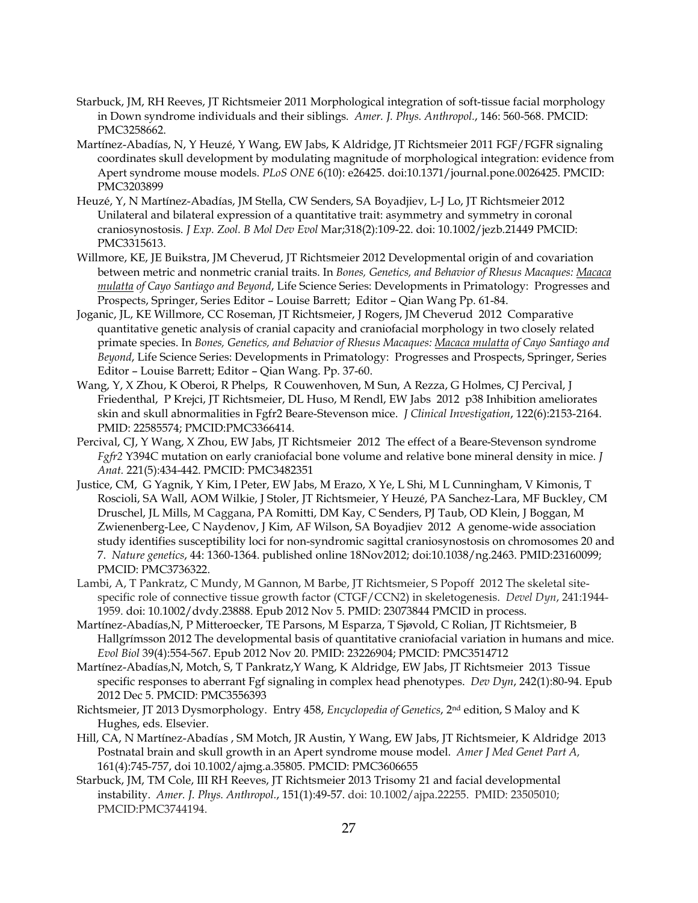Starbuck, JM, RH Reeves, JT Richtsmeier 2011 Morphological integration of soft-tissue facial morphology in Down syndrome individuals and their siblings. *Amer. J. Phys. Anthropol.*, 146: 560-568. PMCID: PMC3258662.

Martínez-Abadías, N, Y Heuzé, Y Wang, EW Jabs, K Aldridge, JT Richtsmeier 2011 FGF/FGFR signaling coordinates skull development by modulating magnitude of morphological integration: evidence from Apert syndrome mouse models. *PLoS ONE* 6(10): e26425. doi:10.1371/journal.pone.0026425. PMCID: PMC3203899

Heuzé, Y, N Martínez-Abadías, JM Stella, CW Senders, SA Boyadjiev, L-J Lo, JT Richtsmeier 2012 Unilateral and bilateral expression of a quantitative trait: asymmetry and symmetry in coronal craniosynostosis. *J Exp. Zool. B Mol Dev Evol* Mar;318(2):109-22. doi: 10.1002/jezb.21449 PMCID: PMC3315613.

Willmore, KE, JE Buikstra, JM Cheverud, JT Richtsmeier 2012 Developmental origin of and covariation between metric and nonmetric cranial traits. In *Bones, Genetics, and Behavior of Rhesus Macaques: Macaca mulatta of Cayo Santiago and Beyond*, Life Science Series: Developments in Primatology: Progresses and Prospects, Springer, Series Editor – Louise Barrett; Editor – Qian Wang Pp. 61-84.

Joganic, JL, KE Willmore, CC Roseman, JT Richtsmeier, J Rogers, JM Cheverud 2012 Comparative quantitative genetic analysis of cranial capacity and craniofacial morphology in two closely related primate species. In *Bones, Genetics, and Behavior of Rhesus Macaques: Macaca mulatta of Cayo Santiago and Beyond*, Life Science Series: Developments in Primatology: Progresses and Prospects, Springer, Series Editor – Louise Barrett; Editor – Qian Wang. Pp. 37-60.

Wang, Y, X Zhou, K Oberoi, R Phelps, R Couwenhoven, M Sun, A Rezza, G Holmes, CJ Percival, J Friedenthal, P Krejci, JT Richtsmeier, DL Huso, M Rendl, EW Jabs 2012 p38 Inhibition ameliorates skin and skull abnormalities in Fgfr2 Beare-Stevenson mice. *J Clinical Investigation*, 122(6):2153-2164. PMID: 22585574; PMCID:PMC3366414.

Percival, CJ, Y Wang, X Zhou, EW Jabs, JT Richtsmeier 2012 The effect of a Beare-Stevenson syndrome *Fgfr2* Y394C mutation on early craniofacial bone volume and relative bone mineral density in mice. *J Anat.* 221(5):434-442. PMCID: PMC3482351

Justice, CM, G Yagnik, Y Kim, I Peter, EW Jabs, M Erazo, X Ye, L Shi, M L Cunningham, V Kimonis, T Roscioli, SA Wall, AOM Wilkie, J Stoler, JT Richtsmeier, Y Heuzé, PA Sanchez-Lara, MF Buckley, CM Druschel, JL Mills, M Caggana, PA Romitti, DM Kay, C Senders, PJ Taub, OD Klein, J Boggan, M Zwienenberg-Lee, C Naydenov, J Kim, AF Wilson, SA Boyadjiev 2012 A genome-wide association study identifies susceptibility loci for non-syndromic sagittal craniosynostosis on chromosomes 20 and 7. *Nature genetics*, 44: 1360-1364. published online 18Nov2012; doi:10.1038/ng.2463. PMID:23160099; PMCID: PMC3736322.

Lambi, A, T Pankratz, C Mundy, M Gannon, M Barbe, JT Richtsmeier, S Popoff 2012 The skeletal site-specific role of connective tissue growth factor (CTGF/CCN2) in skeletogenesis. *Devel Dyn*, 241:1944-1959. doi: 10.1002/dvdy.23888. Epub 2012 Nov 5. PMID: 23073844 PMCID in process.

Martínez-Abadías,N, P Mitteroecker, TE Parsons, M Esparza, T Sjøvold, C Rolian, JT Richtsmeier, B Hallgrímsson 2012 The developmental basis of quantitative craniofacial variation in humans and mice. *Evol Biol* 39(4):554-567. Epub 2012 Nov 20. PMID: 23226904; PMCID: PMC3514712

Martínez-Abadías,N, Motch, S, T Pankratz,Y Wang, K Aldridge, EW Jabs, JT Richtsmeier 2013 Tissue specific responses to aberrant Fgf signaling in complex head phenotypes. *Dev Dyn*, 242(1):80-94. Epub 2012 Dec 5. PMCID: PMC3556393

Richtsmeier, JT 2013 Dysmorphology. Entry 458, *Encyclopedia of Genetics*, 2nd edition, S Maloy and K Hughes, eds. Elsevier.

Hill, CA, N Martínez-Abadías , SM Motch, JR Austin, Y Wang, EW Jabs, JT Richtsmeier, K Aldridge 2013 Postnatal brain and skull growth in an Apert syndrome mouse model. *Amer J Med Genet Part A,* 161(4):745-757, doi 10.1002/ajmg.a.35805. PMCID: PMC3606655

Starbuck, JM, TM Cole, III RH Reeves, JT Richtsmeier 2013 Trisomy 21 and facial developmental instability. *Amer. J. Phys. Anthropol.*, 151(1):49-57. doi: 10.1002/ajpa.22255. PMID: 23505010; PMCID:PMC3744194.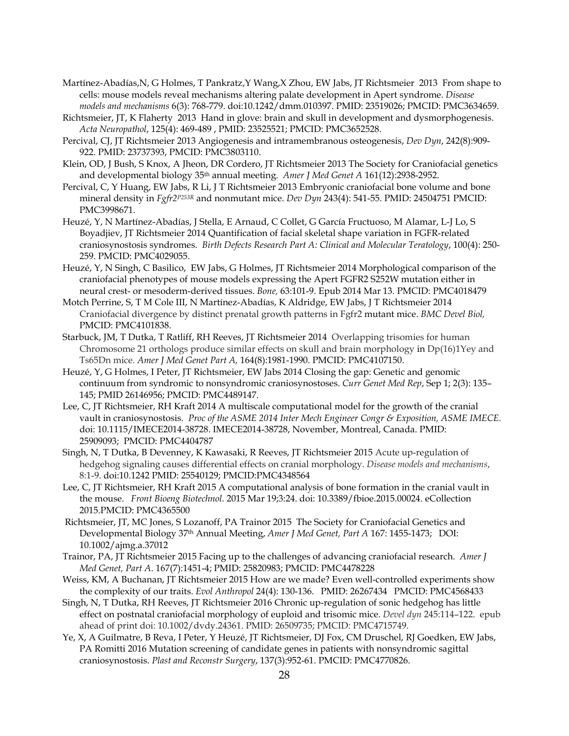Martínez-Abadías,N, G Holmes, T Pankratz,Y Wang,X Zhou, EW Jabs, JT Richtsmeier 2013 From shape to cells: mouse models reveal mechanisms altering palate development in Apert syndrome. *Disease models and mechanisms* 6(3): 768-779. doi:10.1242/dmm.010397. PMID: 23519026; PMCID: PMC3634659.

Richtsmeier, JT, K Flaherty 2013 Hand in glove: brain and skull in development and dysmorphogenesis. *Acta Neuropathol*, 125(4): 469-489 , PMID: 23525521; PMCID: PMC3652528.

Percival, CJ, JT Richtsmeier 2013 Angiogenesis and intramembranous osteogenesis, *Dev Dyn*, 242(8):909-922. PMID: 23737393, PMCID: PMC3803110.

Klein, OD, J Bush, S Knox, A Jheon, DR Cordero, JT Richtsmeier 2013 The Society for Craniofacial genetics and developmental biology 35th annual meeting. *Amer J Med Genet A* 161(12):2938-2952.

Percival, C, Y Huang, EW Jabs, R Li, J T Richtsmeier 2013 Embryonic craniofacial bone volume and bone mineral density in *Fgfr2$^{P253R}$* and nonmutant mice. *Dev Dyn* 243(4): 541-55. PMID: 24504751 PMCID: PMC3998671.

Heuzé, Y, N Martínez-Abadías, J Stella, E Arnaud, C Collet, G García Fructuoso, M Alamar, L-J Lo, S Boyadjiev, JT Richtsmeier 2014 Quantification of facial skeletal shape variation in FGFR-related craniosynostosis syndromes. *Birth Defects Research Part A: Clinical and Molecular Teratology*, 100(4): 250-259. PMCID: PMC4029055.

Heuzé, Y, N Singh, C Basilico, EW Jabs, G Holmes, JT Richtsmeier 2014 Morphological comparison of the craniofacial phenotypes of mouse models expressing the Apert FGFR2 S252W mutation either in neural crest- or mesoderm-derived tissues. *Bone,* 63:101-9. Epub 2014 Mar 13. PMCID: PMC4018479

Motch Perrine, S, T M Cole III, N Martínez-Abadías, K Aldridge, EW Jabs, J T Richtsmeier 2014 Craniofacial divergence by distinct prenatal growth patterns in Fgfr2 mutant mice. *BMC Devel Biol,* PMCID: PMC4101838.

Starbuck, JM, T Dutka, T Ratliff, RH Reeves, JT Richtsmeier 2014 Overlapping trisomies for human Chromosome 21 orthologs produce similar effects on skull and brain morphology in Dp(16)1Yey and Ts65Dn mice. *Amer J Med Genet Part A,* 164(8):1981-1990. PMCID: PMC4107150.

Heuzé, Y, G Holmes, I Peter, JT Richtsmeier, EW Jabs 2014 Closing the gap: Genetic and genomic continuum from syndromic to nonsyndromic craniosynostoses. *Curr Genet Med Rep*, Sep 1; 2(3): 135–145; PMID 26146956; PMCID: PMC4489147.

Lee, C, JT Richtsmeier, RH Kraft 2014 A multiscale computational model for the growth of the cranial vault in craniosynostosis. *Proc of the ASME 2014 Inter Mech Engineer Congr & Exposition, ASME IMECE.* doi: 10.1115/IMECE2014-38728. IMECE2014-38728, November, Montreal, Canada. PMID: 25909093; PMCID: PMC4404787

Singh, N, T Dutka, B Devenney, K Kawasaki, R Reeves, JT Richtsmeier 2015 Acute up-regulation of hedgehog signaling causes differential effects on cranial morphology. *Disease models and mechanisms*, 8:1-9. doi:10.1242 PMID: 25540129; PMCID:PMC4348564

Lee, C, JT Richtsmeier, RH Kraft 2015 A computational analysis of bone formation in the cranial vault in the mouse. *Front Bioeng Biotechnol.* 2015 Mar 19;3:24. doi: 10.3389/fbioe.2015.00024. eCollection 2015.PMCID: PMC4365500

Richtsmeier, JT, MC Jones, S Lozanoff, PA Trainor 2015 The Society for Craniofacial Genetics and Developmental Biology 37th Annual Meeting, *Amer J Med Genet, Part A* 167: 1455-1473; DOI: 10.1002/ajmg.a.37012

Trainor, PA, JT Richtsmeier 2015 Facing up to the challenges of advancing craniofacial research. *Amer J Med Genet, Part A.* 167(7):1451-4; PMID: 25820983; PMCID: PMC4478228

Weiss, KM, A Buchanan, JT Richtsmeier 2015 How are we made? Even well-controlled experiments show the complexity of our traits. *Evol Anthropol* 24(4): 130-136. PMID: 26267434 PMCID: PMC4568433

Singh, N, T Dutka, RH Reeves, JT Richtsmeier 2016 Chronic up-regulation of sonic hedgehog has little effect on postnatal craniofacial morphology of euploid and trisomic mice. *Devel dyn* 245:114–122. epub ahead of print doi: 10.1002/dvdy.24361. PMID: 26509735; PMCID: PMC4715749.

Ye, X, A Guilmatre, B Reva, I Peter, Y Heuzé, JT Richtsmeier, DJ Fox, CM Druschel, RJ Goedken, EW Jabs, PA Romitti 2016 Mutation screening of candidate genes in patients with nonsyndromic sagittal craniosynostosis. *Plast and Reconstr Surgery*, 137(3):952-61. PMCID: PMC4770826.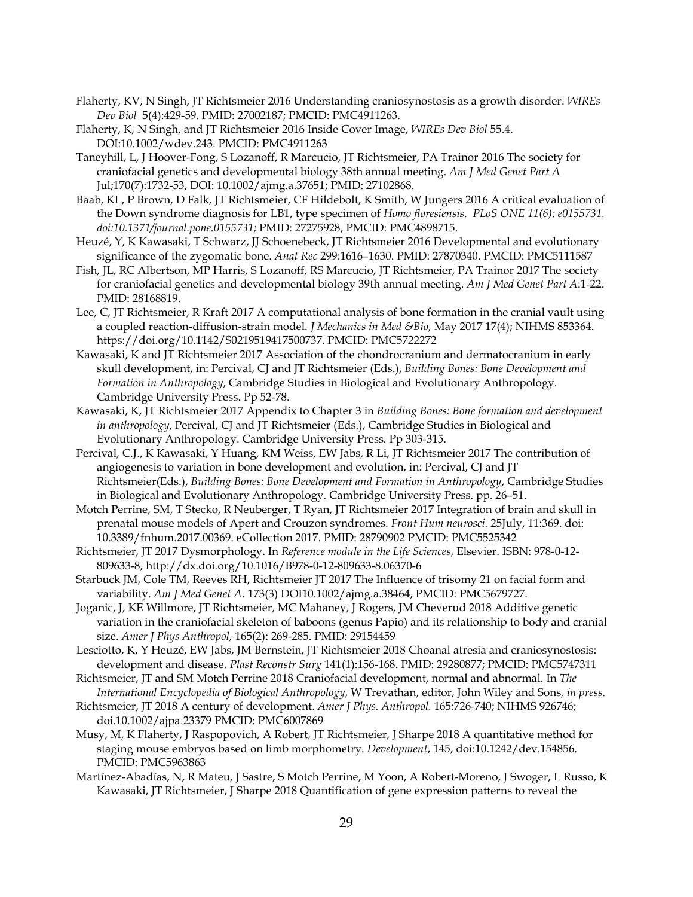Flaherty, KV, N Singh, JT Richtsmeier 2016 Understanding craniosynostosis as a growth disorder. *WIREs Dev Biol* 5(4):429-59. PMID: 27002187; PMCID: PMC4911263.

Flaherty, K, N Singh, and JT Richtsmeier 2016 Inside Cover Image, *WIREs Dev Biol* 55.4. DOI:10.1002/wdev.243. PMCID: PMC4911263

Taneyhill, L, J Hoover-Fong, S Lozanoff, R Marcucio, JT Richtsmeier, PA Trainor 2016 The society for craniofacial genetics and developmental biology 38th annual meeting. *Am J Med Genet Part A* Jul;170(7):1732-53, DOI: 10.1002/ajmg.a.37651; PMID: 27102868.

Baab, KL, P Brown, D Falk, JT Richtsmeier, CF Hildebolt, K Smith, W Jungers 2016 A critical evaluation of the Down syndrome diagnosis for LB1, type specimen of *Homo floresiensis*. *PLoS ONE 11(6): e0155731. doi:10.1371/journal.pone.0155731;* PMID: 27275928, PMCID: PMC4898715.

Heuzé, Y, K Kawasaki, T Schwarz, JJ Schoenebeck, JT Richtsmeier 2016 Developmental and evolutionary significance of the zygomatic bone. *Anat Rec* 299:1616–1630. PMID: 27870340. PMCID: PMC5111587

Fish, JL, RC Albertson, MP Harris, S Lozanoff, RS Marcucio, JT Richtsmeier, PA Trainor 2017 The society for craniofacial genetics and developmental biology 39th annual meeting. *Am J Med Genet Part A*:1-22. PMID: 28168819.

Lee, C, JT Richtsmeier, R Kraft 2017 A computational analysis of bone formation in the cranial vault using a coupled reaction-diffusion-strain model. *J Mechanics in Med &Bio,* May 2017 17(4); NIHMS 853364. https://doi.org/10.1142/S0219519417500737. PMCID: PMC5722272

Kawasaki, K and JT Richtsmeier 2017 Association of the chondrocranium and dermatocranium in early skull development, in: Percival, CJ and JT Richtsmeier (Eds.), *Building Bones: Bone Development and Formation in Anthropology*, Cambridge Studies in Biological and Evolutionary Anthropology. Cambridge University Press. Pp 52-78.

Kawasaki, K, JT Richtsmeier 2017 Appendix to Chapter 3 in *Building Bones: Bone formation and development in anthropology*, Percival, CJ and JT Richtsmeier (Eds.), Cambridge Studies in Biological and Evolutionary Anthropology. Cambridge University Press. Pp 303-315.

Percival, C.J., K Kawasaki, Y Huang, KM Weiss, EW Jabs, R Li, JT Richtsmeier 2017 The contribution of angiogenesis to variation in bone development and evolution, in: Percival, CJ and JT Richtsmeier(Eds.), *Building Bones: Bone Development and Formation in Anthropology*, Cambridge Studies in Biological and Evolutionary Anthropology. Cambridge University Press. pp. 26–51.

Motch Perrine, SM, T Stecko, R Neuberger, T Ryan, JT Richtsmeier 2017 Integration of brain and skull in prenatal mouse models of Apert and Crouzon syndromes. *Front Hum neurosci.* 25July, 11:369. doi: 10.3389/fnhum.2017.00369. eCollection 2017. PMID: 28790902 PMCID: PMC5525342

Richtsmeier, JT 2017 Dysmorphology. In *Reference module in the Life Sciences*, Elsevier. ISBN: 978-0-12-809633-8, http://dx.doi.org/10.1016/B978-0-12-809633-8.06370-6

Starbuck JM, Cole TM, Reeves RH, Richtsmeier JT 2017 The Influence of trisomy 21 on facial form and variability. *Am J Med Genet A*. 173(3) DOI10.1002/ajmg.a.38464, PMCID: PMC5679727.

Joganic, J, KE Willmore, JT Richtsmeier, MC Mahaney, J Rogers, JM Cheverud 2018 Additive genetic variation in the craniofacial skeleton of baboons (genus Papio) and its relationship to body and cranial size. *Amer J Phys Anthropol,* 165(2): 269-285. PMID: 29154459

Lesciotto, K, Y Heuzé, EW Jabs, JM Bernstein, JT Richtsmeier 2018 Choanal atresia and craniosynostosis: development and disease. *Plast Reconstr Surg* 141(1):156-168. PMID: 29280877; PMCID: PMC5747311

Richtsmeier, JT and SM Motch Perrine 2018 Craniofacial development, normal and abnormal. In *The International Encyclopedia of Biological Anthropology*, W Trevathan, editor, John Wiley and Sons*, in press*.

Richtsmeier, JT 2018 A century of development. *Amer J Phys. Anthropol.* 165:726-740; NIHMS 926746; doi.10.1002/ajpa.23379 PMCID: PMC6007869

Musy, M, K Flaherty, J Raspopovich, A Robert, JT Richtsmeier, J Sharpe 2018 A quantitative method for staging mouse embryos based on limb morphometry. *Development*, 145, doi:10.1242/dev.154856. PMCID: PMC5963863

Martínez-Abadías, N, R Mateu, J Sastre, S Motch Perrine, M Yoon, A Robert-Moreno, J Swoger, L Russo, K Kawasaki, JT Richtsmeier, J Sharpe 2018 Quantification of gene expression patterns to reveal the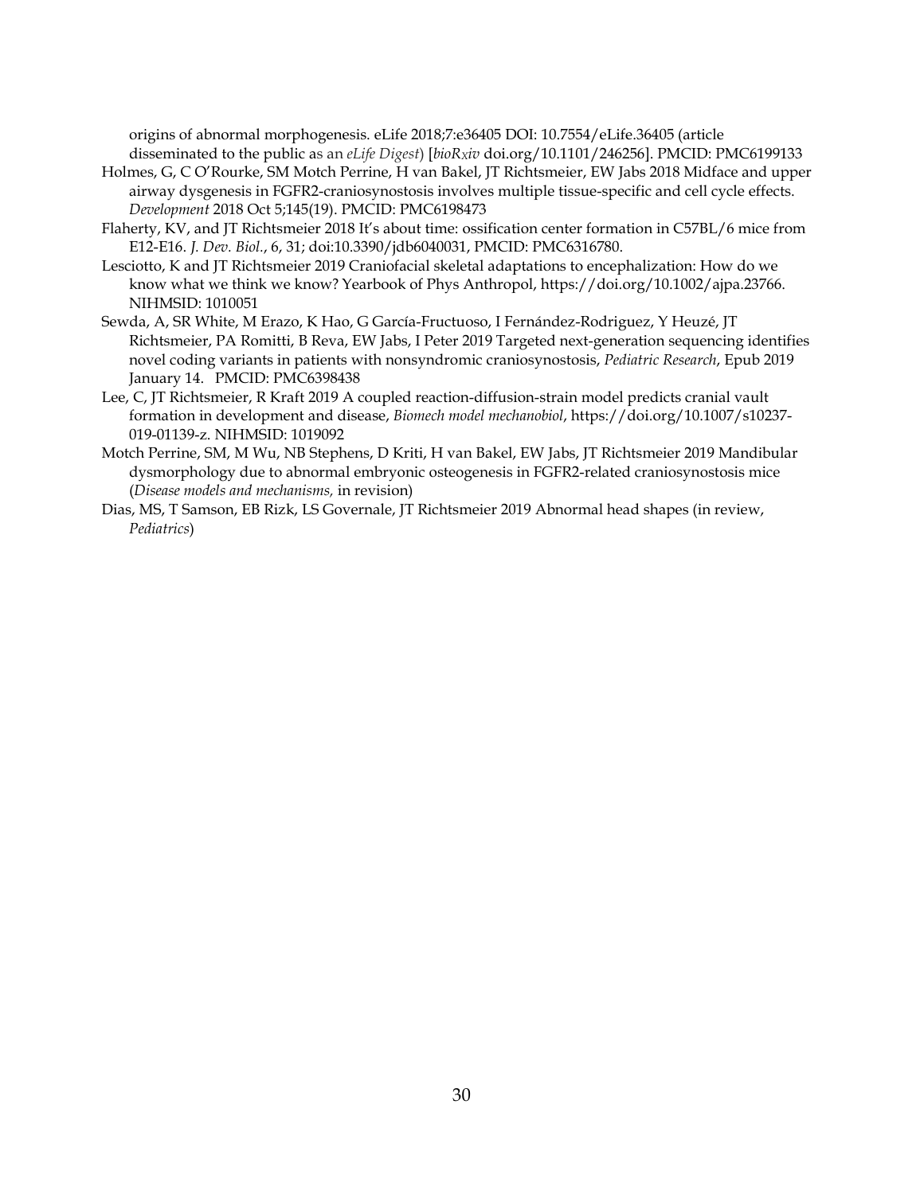origins of abnormal morphogenesis. eLife 2018;7:e36405 DOI: 10.7554/eLife.36405 (article disseminated to the public as an *eLife Digest*) [*bioRxiv* doi.org/10.1101/246256]. PMCID: PMC6199133

Holmes, G, C O'Rourke, SM Motch Perrine, H van Bakel, JT Richtsmeier, EW Jabs 2018 Midface and upper airway dysgenesis in FGFR2-craniosynostosis involves multiple tissue-specific and cell cycle effects. *Development* 2018 Oct 5;145(19). PMCID: PMC6198473

Flaherty, KV, and JT Richtsmeier 2018 It's about time: ossification center formation in C57BL/6 mice from E12-E16. *J. Dev. Biol.*, 6, 31; doi:10.3390/jdb6040031, PMCID: PMC6316780.

Lesciotto, K and JT Richtsmeier 2019 Craniofacial skeletal adaptations to encephalization: How do we know what we think we know? Yearbook of Phys Anthropol, https://doi.org/10.1002/ajpa.23766. NIHMSID: 1010051

Sewda, A, SR White, M Erazo, K Hao, G García-Fructuoso, I Fernández-Rodriguez, Y Heuzé, JT Richtsmeier, PA Romitti, B Reva, EW Jabs, I Peter 2019 Targeted next-generation sequencing identifies novel coding variants in patients with nonsyndromic craniosynostosis, *Pediatric Research*, Epub 2019 January 14. PMCID: PMC6398438

Lee, C, JT Richtsmeier, R Kraft 2019 A coupled reaction-diffusion-strain model predicts cranial vault formation in development and disease, *Biomech model mechanobiol*, https://doi.org/10.1007/s10237-019-01139-z. NIHMSID: 1019092

Motch Perrine, SM, M Wu, NB Stephens, D Kriti, H van Bakel, EW Jabs, JT Richtsmeier 2019 Mandibular dysmorphology due to abnormal embryonic osteogenesis in FGFR2-related craniosynostosis mice (*Disease models and mechanisms,* in revision)

Dias, MS, T Samson, EB Rizk, LS Governale, JT Richtsmeier 2019 Abnormal head shapes (in review, *Pediatrics*)